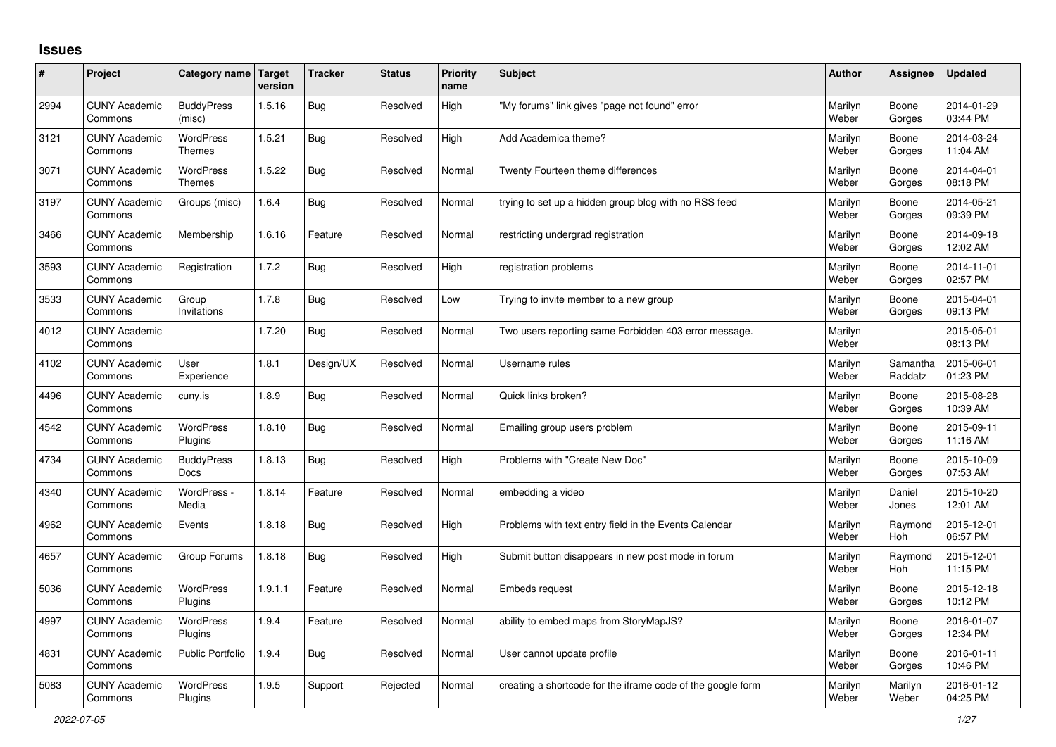# Issues

| # | Project | Category name | Target version | Tracker | Status | Priority name | Subject | Author | Assignee | Updated |
|---|---|---|---|---|---|---|---|---|---|---|
| 2994 | CUNY Academic Commons | BuddyPress (misc) | 1.5.16 | Bug | Resolved | High | "My forums" link gives "page not found" error | Marilyn Weber | Boone Gorges | 2014-01-29 03:44 PM |
| 3121 | CUNY Academic Commons | WordPress Themes | 1.5.21 | Bug | Resolved | High | Add Academica theme? | Marilyn Weber | Boone Gorges | 2014-03-24 11:04 AM |
| 3071 | CUNY Academic Commons | WordPress Themes | 1.5.22 | Bug | Resolved | Normal | Twenty Fourteen theme differences | Marilyn Weber | Boone Gorges | 2014-04-01 08:18 PM |
| 3197 | CUNY Academic Commons | Groups (misc) | 1.6.4 | Bug | Resolved | Normal | trying to set up a hidden group blog with no RSS feed | Marilyn Weber | Boone Gorges | 2014-05-21 09:39 PM |
| 3466 | CUNY Academic Commons | Membership | 1.6.16 | Feature | Resolved | Normal | restricting undergrad registration | Marilyn Weber | Boone Gorges | 2014-09-18 12:02 AM |
| 3593 | CUNY Academic Commons | Registration | 1.7.2 | Bug | Resolved | High | registration problems | Marilyn Weber | Boone Gorges | 2014-11-01 02:57 PM |
| 3533 | CUNY Academic Commons | Group Invitations | 1.7.8 | Bug | Resolved | Low | Trying to invite member to a new group | Marilyn Weber | Boone Gorges | 2015-04-01 09:13 PM |
| 4012 | CUNY Academic Commons | | 1.7.20 | Bug | Resolved | Normal | Two users reporting same Forbidden 403 error message. | Marilyn Weber | | 2015-05-01 08:13 PM |
| 4102 | CUNY Academic Commons | User Experience | 1.8.1 | Design/UX | Resolved | Normal | Username rules | Marilyn Weber | Samantha Raddatz | 2015-06-01 01:23 PM |
| 4496 | CUNY Academic Commons | cuny.is | 1.8.9 | Bug | Resolved | Normal | Quick links broken? | Marilyn Weber | Boone Gorges | 2015-08-28 10:39 AM |
| 4542 | CUNY Academic Commons | WordPress Plugins | 1.8.10 | Bug | Resolved | Normal | Emailing group users problem | Marilyn Weber | Boone Gorges | 2015-09-11 11:16 AM |
| 4734 | CUNY Academic Commons | BuddyPress Docs | 1.8.13 | Bug | Resolved | High | Problems with "Create New Doc" | Marilyn Weber | Boone Gorges | 2015-10-09 07:53 AM |
| 4340 | CUNY Academic Commons | WordPress - Media | 1.8.14 | Feature | Resolved | Normal | embedding a video | Marilyn Weber | Daniel Jones | 2015-10-20 12:01 AM |
| 4962 | CUNY Academic Commons | Events | 1.8.18 | Bug | Resolved | High | Problems with text entry field in the Events Calendar | Marilyn Weber | Raymond Hoh | 2015-12-01 06:57 PM |
| 4657 | CUNY Academic Commons | Group Forums | 1.8.18 | Bug | Resolved | High | Submit button disappears in new post mode in forum | Marilyn Weber | Raymond Hoh | 2015-12-01 11:15 PM |
| 5036 | CUNY Academic Commons | WordPress Plugins | 1.9.1.1 | Feature | Resolved | Normal | Embeds request | Marilyn Weber | Boone Gorges | 2015-12-18 10:12 PM |
| 4997 | CUNY Academic Commons | WordPress Plugins | 1.9.4 | Feature | Resolved | Normal | ability to embed maps from StoryMapJS? | Marilyn Weber | Boone Gorges | 2016-01-07 12:34 PM |
| 4831 | CUNY Academic Commons | Public Portfolio | 1.9.4 | Bug | Resolved | Normal | User cannot update profile | Marilyn Weber | Boone Gorges | 2016-01-11 10:46 PM |
| 5083 | CUNY Academic Commons | WordPress Plugins | 1.9.5 | Support | Rejected | Normal | creating a shortcode for the iframe code of the google form | Marilyn Weber | Marilyn Weber | 2016-01-12 04:25 PM |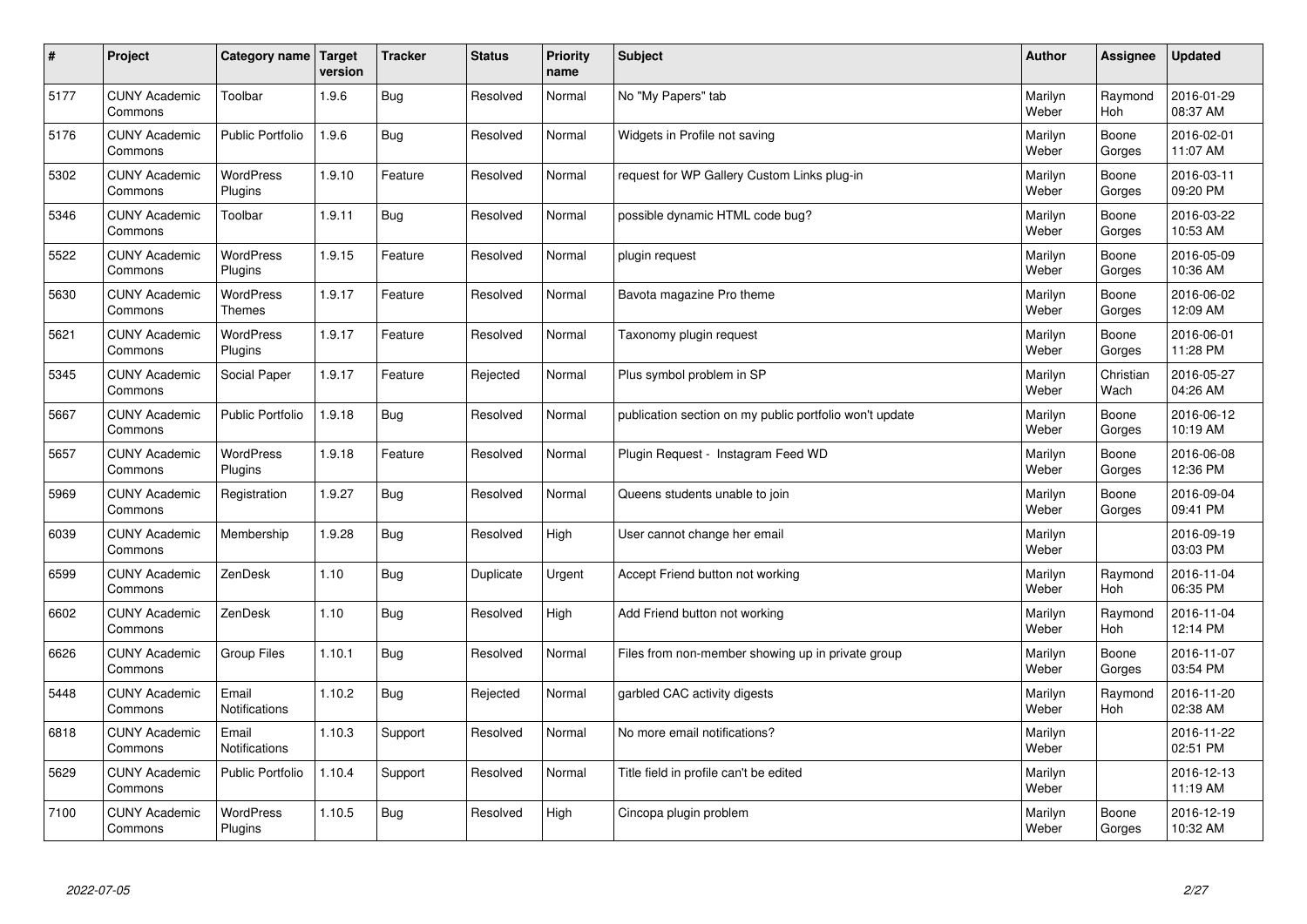| # | Project | Category name | Target version | Tracker | Status | Priority name | Subject | Author | Assignee | Updated |
|---|---|---|---|---|---|---|---|---|---|---|
| 5177 | CUNY Academic Commons | Toolbar | 1.9.6 | Bug | Resolved | Normal | No "My Papers" tab | Marilyn Weber | Raymond Hoh | 2016-01-29 08:37 AM |
| 5176 | CUNY Academic Commons | Public Portfolio | 1.9.6 | Bug | Resolved | Normal | Widgets in Profile not saving | Marilyn Weber | Boone Gorges | 2016-02-01 11:07 AM |
| 5302 | CUNY Academic Commons | WordPress Plugins | 1.9.10 | Feature | Resolved | Normal | request for WP Gallery Custom Links plug-in | Marilyn Weber | Boone Gorges | 2016-03-11 09:20 PM |
| 5346 | CUNY Academic Commons | Toolbar | 1.9.11 | Bug | Resolved | Normal | possible dynamic HTML code bug? | Marilyn Weber | Boone Gorges | 2016-03-22 10:53 AM |
| 5522 | CUNY Academic Commons | WordPress Plugins | 1.9.15 | Feature | Resolved | Normal | plugin request | Marilyn Weber | Boone Gorges | 2016-05-09 10:36 AM |
| 5630 | CUNY Academic Commons | WordPress Themes | 1.9.17 | Feature | Resolved | Normal | Bavota magazine Pro theme | Marilyn Weber | Boone Gorges | 2016-06-02 12:09 AM |
| 5621 | CUNY Academic Commons | WordPress Plugins | 1.9.17 | Feature | Resolved | Normal | Taxonomy plugin request | Marilyn Weber | Boone Gorges | 2016-06-01 11:28 PM |
| 5345 | CUNY Academic Commons | Social Paper | 1.9.17 | Feature | Rejected | Normal | Plus symbol problem in SP | Marilyn Weber | Christian Wach | 2016-05-27 04:26 AM |
| 5667 | CUNY Academic Commons | Public Portfolio | 1.9.18 | Bug | Resolved | Normal | publication section on my public portfolio won't update | Marilyn Weber | Boone Gorges | 2016-06-12 10:19 AM |
| 5657 | CUNY Academic Commons | WordPress Plugins | 1.9.18 | Feature | Resolved | Normal | Plugin Request - Instagram Feed WD | Marilyn Weber | Boone Gorges | 2016-06-08 12:36 PM |
| 5969 | CUNY Academic Commons | Registration | 1.9.27 | Bug | Resolved | Normal | Queens students unable to join | Marilyn Weber | Boone Gorges | 2016-09-04 09:41 PM |
| 6039 | CUNY Academic Commons | Membership | 1.9.28 | Bug | Resolved | High | User cannot change her email | Marilyn Weber | | 2016-09-19 03:03 PM |
| 6599 | CUNY Academic Commons | ZenDesk | 1.10 | Bug | Duplicate | Urgent | Accept Friend button not working | Marilyn Weber | Raymond Hoh | 2016-11-04 06:35 PM |
| 6602 | CUNY Academic Commons | ZenDesk | 1.10 | Bug | Resolved | High | Add Friend button not working | Marilyn Weber | Raymond Hoh | 2016-11-04 12:14 PM |
| 6626 | CUNY Academic Commons | Group Files | 1.10.1 | Bug | Resolved | Normal | Files from non-member showing up in private group | Marilyn Weber | Boone Gorges | 2016-11-07 03:54 PM |
| 5448 | CUNY Academic Commons | Email Notifications | 1.10.2 | Bug | Rejected | Normal | garbled CAC activity digests | Marilyn Weber | Raymond Hoh | 2016-11-20 02:38 AM |
| 6818 | CUNY Academic Commons | Email Notifications | 1.10.3 | Support | Resolved | Normal | No more email notifications? | Marilyn Weber | | 2016-11-22 02:51 PM |
| 5629 | CUNY Academic Commons | Public Portfolio | 1.10.4 | Support | Resolved | Normal | Title field in profile can't be edited | Marilyn Weber | | 2016-12-13 11:19 AM |
| 7100 | CUNY Academic Commons | WordPress Plugins | 1.10.5 | Bug | Resolved | High | Cincopa plugin problem | Marilyn Weber | Boone Gorges | 2016-12-19 10:32 AM |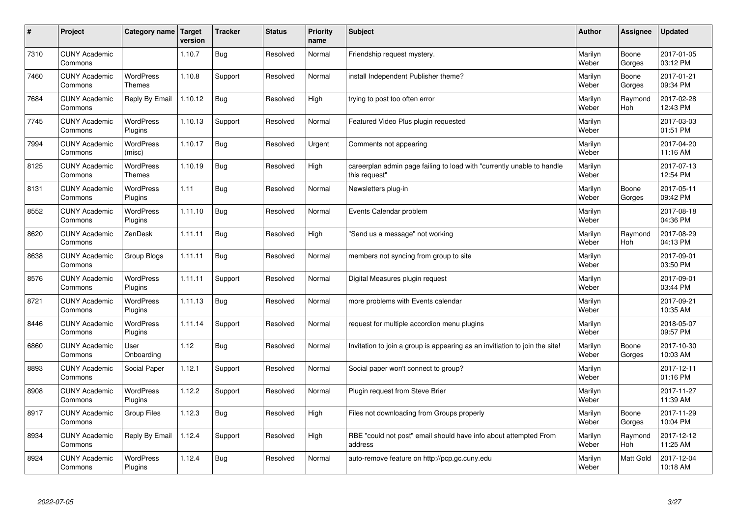| # | Project | Category name | Target version | Tracker | Status | Priority name | Subject | Author | Assignee | Updated |
|---|---|---|---|---|---|---|---|---|---|---|
| 7310 | CUNY Academic Commons |  | 1.10.7 | Bug | Resolved | Normal | Friendship request mystery. | Marilyn Weber | Boone Gorges | 2017-01-05 03:12 PM |
| 7460 | CUNY Academic Commons | WordPress Themes | 1.10.8 | Support | Resolved | Normal | install Independent Publisher theme? | Marilyn Weber | Boone Gorges | 2017-01-21 09:34 PM |
| 7684 | CUNY Academic Commons | Reply By Email | 1.10.12 | Bug | Resolved | High | trying to post too often error | Marilyn Weber | Raymond Hoh | 2017-02-28 12:43 PM |
| 7745 | CUNY Academic Commons | WordPress Plugins | 1.10.13 | Support | Resolved | Normal | Featured Video Plus plugin requested | Marilyn Weber |  | 2017-03-03 01:51 PM |
| 7994 | CUNY Academic Commons | WordPress (misc) | 1.10.17 | Bug | Resolved | Urgent | Comments not appearing | Marilyn Weber |  | 2017-04-20 11:16 AM |
| 8125 | CUNY Academic Commons | WordPress Themes | 1.10.19 | Bug | Resolved | High | careerplan admin page failing to load with "currently unable to handle this request" | Marilyn Weber |  | 2017-07-13 12:54 PM |
| 8131 | CUNY Academic Commons | WordPress Plugins | 1.11 | Bug | Resolved | Normal | Newsletters plug-in | Marilyn Weber | Boone Gorges | 2017-05-11 09:42 PM |
| 8552 | CUNY Academic Commons | WordPress Plugins | 1.11.10 | Bug | Resolved | Normal | Events Calendar problem | Marilyn Weber |  | 2017-08-18 04:36 PM |
| 8620 | CUNY Academic Commons | ZenDesk | 1.11.11 | Bug | Resolved | High | "Send us a message" not working | Marilyn Weber | Raymond Hoh | 2017-08-29 04:13 PM |
| 8638 | CUNY Academic Commons | Group Blogs | 1.11.11 | Bug | Resolved | Normal | members not syncing from group to site | Marilyn Weber |  | 2017-09-01 03:50 PM |
| 8576 | CUNY Academic Commons | WordPress Plugins | 1.11.11 | Support | Resolved | Normal | Digital Measures plugin request | Marilyn Weber |  | 2017-09-01 03:44 PM |
| 8721 | CUNY Academic Commons | WordPress Plugins | 1.11.13 | Bug | Resolved | Normal | more problems with Events calendar | Marilyn Weber |  | 2017-09-21 10:35 AM |
| 8446 | CUNY Academic Commons | WordPress Plugins | 1.11.14 | Support | Resolved | Normal | request for multiple accordion menu plugins | Marilyn Weber |  | 2018-05-07 09:57 PM |
| 6860 | CUNY Academic Commons | User Onboarding | 1.12 | Bug | Resolved | Normal | Invitation to join a group is appearing as an invitiation to join the site! | Marilyn Weber | Boone Gorges | 2017-10-30 10:03 AM |
| 8893 | CUNY Academic Commons | Social Paper | 1.12.1 | Support | Resolved | Normal | Social paper won't connect to group? | Marilyn Weber |  | 2017-12-11 01:16 PM |
| 8908 | CUNY Academic Commons | WordPress Plugins | 1.12.2 | Support | Resolved | Normal | Plugin request from Steve Brier | Marilyn Weber |  | 2017-11-27 11:39 AM |
| 8917 | CUNY Academic Commons | Group Files | 1.12.3 | Bug | Resolved | High | Files not downloading from Groups properly | Marilyn Weber | Boone Gorges | 2017-11-29 10:04 PM |
| 8934 | CUNY Academic Commons | Reply By Email | 1.12.4 | Support | Resolved | High | RBE "could not post" email should have info about attempted From address | Marilyn Weber | Raymond Hoh | 2017-12-12 11:25 AM |
| 8924 | CUNY Academic Commons | WordPress Plugins | 1.12.4 | Bug | Resolved | Normal | auto-remove feature on http://pcp.gc.cuny.edu | Marilyn Weber | Matt Gold | 2017-12-04 10:18 AM |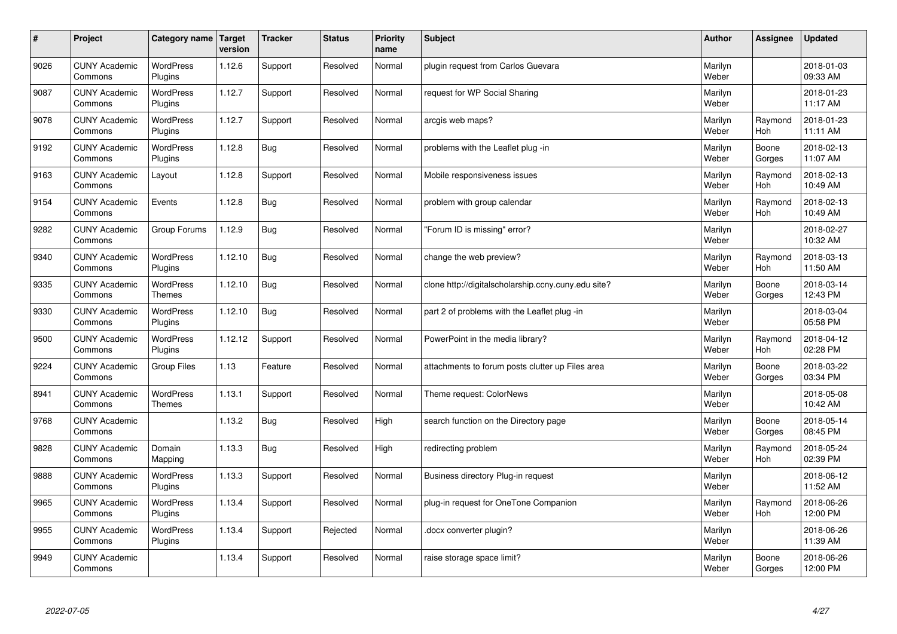| # | Project | Category name | Target version | Tracker | Status | Priority name | Subject | Author | Assignee | Updated |
|---|---|---|---|---|---|---|---|---|---|---|
| 9026 | CUNY Academic Commons | WordPress Plugins | 1.12.6 | Support | Resolved | Normal | plugin request from Carlos Guevara | Marilyn Weber | | 2018-01-03 09:33 AM |
| 9087 | CUNY Academic Commons | WordPress Plugins | 1.12.7 | Support | Resolved | Normal | request for WP Social Sharing | Marilyn Weber | | 2018-01-23 11:17 AM |
| 9078 | CUNY Academic Commons | WordPress Plugins | 1.12.7 | Support | Resolved | Normal | arcgis web maps? | Marilyn Weber | Raymond Hoh | 2018-01-23 11:11 AM |
| 9192 | CUNY Academic Commons | WordPress Plugins | 1.12.8 | Bug | Resolved | Normal | problems with the Leaflet plug -in | Marilyn Weber | Boone Gorges | 2018-02-13 11:07 AM |
| 9163 | CUNY Academic Commons | Layout | 1.12.8 | Support | Resolved | Normal | Mobile responsiveness issues | Marilyn Weber | Raymond Hoh | 2018-02-13 10:49 AM |
| 9154 | CUNY Academic Commons | Events | 1.12.8 | Bug | Resolved | Normal | problem with group calendar | Marilyn Weber | Raymond Hoh | 2018-02-13 10:49 AM |
| 9282 | CUNY Academic Commons | Group Forums | 1.12.9 | Bug | Resolved | Normal | "Forum ID is missing" error? | Marilyn Weber | | 2018-02-27 10:32 AM |
| 9340 | CUNY Academic Commons | WordPress Plugins | 1.12.10 | Bug | Resolved | Normal | change the web preview? | Marilyn Weber | Raymond Hoh | 2018-03-13 11:50 AM |
| 9335 | CUNY Academic Commons | WordPress Themes | 1.12.10 | Bug | Resolved | Normal | clone http://digitalscholarship.ccny.cuny.edu site? | Marilyn Weber | Boone Gorges | 2018-03-14 12:43 PM |
| 9330 | CUNY Academic Commons | WordPress Plugins | 1.12.10 | Bug | Resolved | Normal | part 2 of problems with the Leaflet plug -in | Marilyn Weber | | 2018-03-04 05:58 PM |
| 9500 | CUNY Academic Commons | WordPress Plugins | 1.12.12 | Support | Resolved | Normal | PowerPoint in the media library? | Marilyn Weber | Raymond Hoh | 2018-04-12 02:28 PM |
| 9224 | CUNY Academic Commons | Group Files | 1.13 | Feature | Resolved | Normal | attachments to forum posts clutter up Files area | Marilyn Weber | Boone Gorges | 2018-03-22 03:34 PM |
| 8941 | CUNY Academic Commons | WordPress Themes | 1.13.1 | Support | Resolved | Normal | Theme request: ColorNews | Marilyn Weber | | 2018-05-08 10:42 AM |
| 9768 | CUNY Academic Commons | | 1.13.2 | Bug | Resolved | High | search function on the Directory page | Marilyn Weber | Boone Gorges | 2018-05-14 08:45 PM |
| 9828 | CUNY Academic Commons | Domain Mapping | 1.13.3 | Bug | Resolved | High | redirecting problem | Marilyn Weber | Raymond Hoh | 2018-05-24 02:39 PM |
| 9888 | CUNY Academic Commons | WordPress Plugins | 1.13.3 | Support | Resolved | Normal | Business directory Plug-in request | Marilyn Weber | | 2018-06-12 11:52 AM |
| 9965 | CUNY Academic Commons | WordPress Plugins | 1.13.4 | Support | Resolved | Normal | plug-in request for OneTone Companion | Marilyn Weber | Raymond Hoh | 2018-06-26 12:00 PM |
| 9955 | CUNY Academic Commons | WordPress Plugins | 1.13.4 | Support | Rejected | Normal | .docx converter plugin? | Marilyn Weber | | 2018-06-26 11:39 AM |
| 9949 | CUNY Academic Commons | | 1.13.4 | Support | Resolved | Normal | raise storage space limit? | Marilyn Weber | Boone Gorges | 2018-06-26 12:00 PM |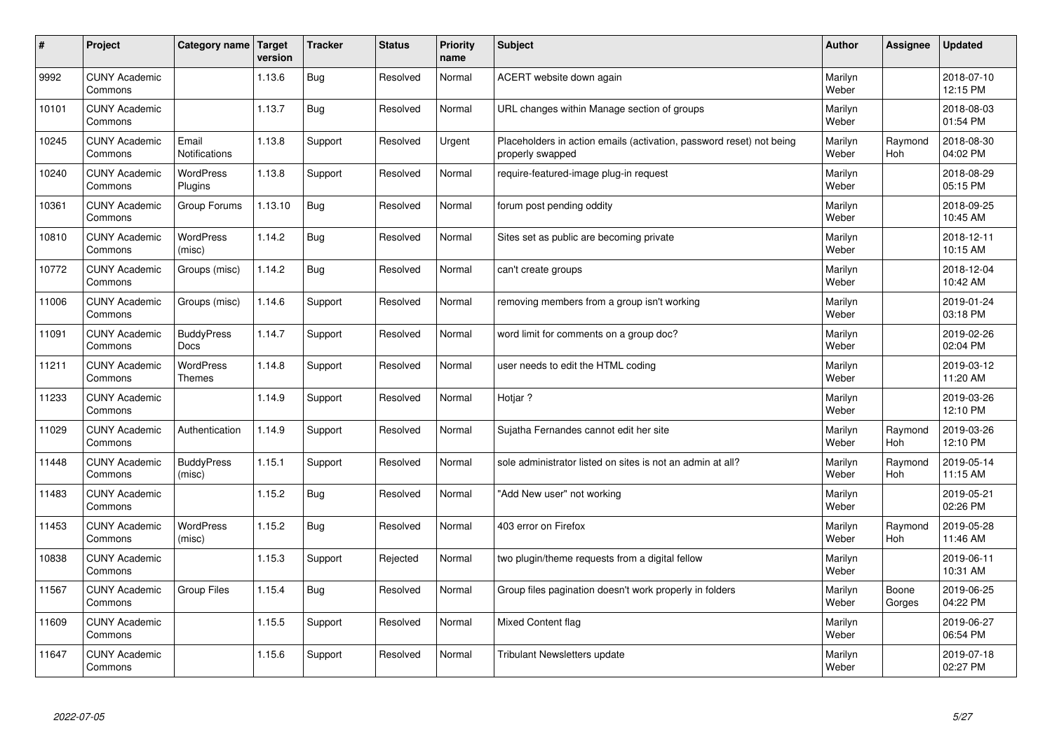| # | Project | Category name | Target version | Tracker | Status | Priority name | Subject | Author | Assignee | Updated |
|---|---|---|---|---|---|---|---|---|---|---|
| 9992 | CUNY Academic Commons | | 1.13.6 | Bug | Resolved | Normal | ACERT website down again | Marilyn Weber | | 2018-07-10 12:15 PM |
| 10101 | CUNY Academic Commons | | 1.13.7 | Bug | Resolved | Normal | URL changes within Manage section of groups | Marilyn Weber | | 2018-08-03 01:54 PM |
| 10245 | CUNY Academic Commons | Email Notifications | 1.13.8 | Support | Resolved | Urgent | Placeholders in action emails (activation, password reset) not being properly swapped | Marilyn Weber | Raymond Hoh | 2018-08-30 04:02 PM |
| 10240 | CUNY Academic Commons | WordPress Plugins | 1.13.8 | Support | Resolved | Normal | require-featured-image plug-in request | Marilyn Weber | | 2018-08-29 05:15 PM |
| 10361 | CUNY Academic Commons | Group Forums | 1.13.10 | Bug | Resolved | Normal | forum post pending oddity | Marilyn Weber | | 2018-09-25 10:45 AM |
| 10810 | CUNY Academic Commons | WordPress (misc) | 1.14.2 | Bug | Resolved | Normal | Sites set as public are becoming private | Marilyn Weber | | 2018-12-11 10:15 AM |
| 10772 | CUNY Academic Commons | Groups (misc) | 1.14.2 | Bug | Resolved | Normal | can't create groups | Marilyn Weber | | 2018-12-04 10:42 AM |
| 11006 | CUNY Academic Commons | Groups (misc) | 1.14.6 | Support | Resolved | Normal | removing members from a group isn't working | Marilyn Weber | | 2019-01-24 03:18 PM |
| 11091 | CUNY Academic Commons | BuddyPress Docs | 1.14.7 | Support | Resolved | Normal | word limit for comments on a group doc? | Marilyn Weber | | 2019-02-26 02:04 PM |
| 11211 | CUNY Academic Commons | WordPress Themes | 1.14.8 | Support | Resolved | Normal | user needs to edit the HTML coding | Marilyn Weber | | 2019-03-12 11:20 AM |
| 11233 | CUNY Academic Commons | | 1.14.9 | Support | Resolved | Normal | Hotjar ? | Marilyn Weber | | 2019-03-26 12:10 PM |
| 11029 | CUNY Academic Commons | Authentication | 1.14.9 | Support | Resolved | Normal | Sujatha Fernandes cannot edit her site | Marilyn Weber | Raymond Hoh | 2019-03-26 12:10 PM |
| 11448 | CUNY Academic Commons | BuddyPress (misc) | 1.15.1 | Support | Resolved | Normal | sole administrator listed on sites is not an admin at all? | Marilyn Weber | Raymond Hoh | 2019-05-14 11:15 AM |
| 11483 | CUNY Academic Commons | | 1.15.2 | Bug | Resolved | Normal | "Add New user" not working | Marilyn Weber | | 2019-05-21 02:26 PM |
| 11453 | CUNY Academic Commons | WordPress (misc) | 1.15.2 | Bug | Resolved | Normal | 403 error on Firefox | Marilyn Weber | Raymond Hoh | 2019-05-28 11:46 AM |
| 10838 | CUNY Academic Commons | | 1.15.3 | Support | Rejected | Normal | two plugin/theme requests from a digital fellow | Marilyn Weber | | 2019-06-11 10:31 AM |
| 11567 | CUNY Academic Commons | Group Files | 1.15.4 | Bug | Resolved | Normal | Group files pagination doesn't work properly in folders | Marilyn Weber | Boone Gorges | 2019-06-25 04:22 PM |
| 11609 | CUNY Academic Commons | | 1.15.5 | Support | Resolved | Normal | Mixed Content flag | Marilyn Weber | | 2019-06-27 06:54 PM |
| 11647 | CUNY Academic Commons | | 1.15.6 | Support | Resolved | Normal | Tribulant Newsletters update | Marilyn Weber | | 2019-07-18 02:27 PM |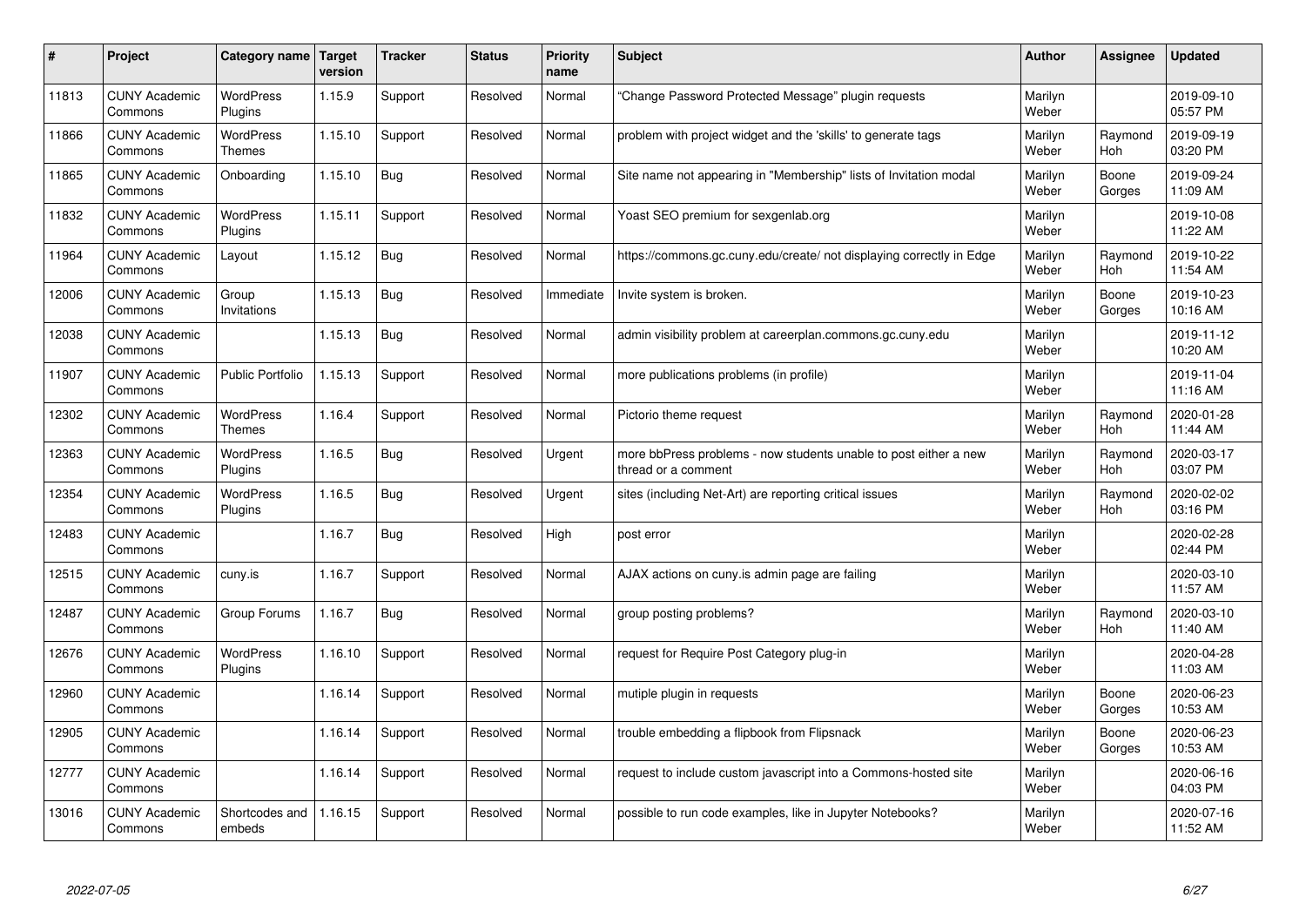| # | Project | Category name | Target version | Tracker | Status | Priority name | Subject | Author | Assignee | Updated |
|---|---|---|---|---|---|---|---|---|---|---|
| 11813 | CUNY Academic Commons | WordPress Plugins | 1.15.9 | Support | Resolved | Normal | "Change Password Protected Message" plugin requests | Marilyn Weber | | 2019-09-10 05:57 PM |
| 11866 | CUNY Academic Commons | WordPress Themes | 1.15.10 | Support | Resolved | Normal | problem with project widget and the 'skills' to generate tags | Marilyn Weber | Raymond Hoh | 2019-09-19 03:20 PM |
| 11865 | CUNY Academic Commons | Onboarding | 1.15.10 | Bug | Resolved | Normal | Site name not appearing in "Membership" lists of Invitation modal | Marilyn Weber | Boone Gorges | 2019-09-24 11:09 AM |
| 11832 | CUNY Academic Commons | WordPress Plugins | 1.15.11 | Support | Resolved | Normal | Yoast SEO premium for sexgenlab.org | Marilyn Weber | | 2019-10-08 11:22 AM |
| 11964 | CUNY Academic Commons | Layout | 1.15.12 | Bug | Resolved | Normal | https://commons.gc.cuny.edu/create/ not displaying correctly in Edge | Marilyn Weber | Raymond Hoh | 2019-10-22 11:54 AM |
| 12006 | CUNY Academic Commons | Group Invitations | 1.15.13 | Bug | Resolved | Immediate | Invite system is broken. | Marilyn Weber | Boone Gorges | 2019-10-23 10:16 AM |
| 12038 | CUNY Academic Commons | | 1.15.13 | Bug | Resolved | Normal | admin visibility problem at careerplan.commons.gc.cuny.edu | Marilyn Weber | | 2019-11-12 10:20 AM |
| 11907 | CUNY Academic Commons | Public Portfolio | 1.15.13 | Support | Resolved | Normal | more publications problems (in profile) | Marilyn Weber | | 2019-11-04 11:16 AM |
| 12302 | CUNY Academic Commons | WordPress Themes | 1.16.4 | Support | Resolved | Normal | Pictorio theme request | Marilyn Weber | Raymond Hoh | 2020-01-28 11:44 AM |
| 12363 | CUNY Academic Commons | WordPress Plugins | 1.16.5 | Bug | Resolved | Urgent | more bbPress problems - now students unable to post either a new thread or a comment | Marilyn Weber | Raymond Hoh | 2020-03-17 03:07 PM |
| 12354 | CUNY Academic Commons | WordPress Plugins | 1.16.5 | Bug | Resolved | Urgent | sites (including Net-Art) are reporting critical issues | Marilyn Weber | Raymond Hoh | 2020-02-02 03:16 PM |
| 12483 | CUNY Academic Commons | | 1.16.7 | Bug | Resolved | High | post error | Marilyn Weber | | 2020-02-28 02:44 PM |
| 12515 | CUNY Academic Commons | cuny.is | 1.16.7 | Support | Resolved | Normal | AJAX actions on cuny.is admin page are failing | Marilyn Weber | | 2020-03-10 11:57 AM |
| 12487 | CUNY Academic Commons | Group Forums | 1.16.7 | Bug | Resolved | Normal | group posting problems? | Marilyn Weber | Raymond Hoh | 2020-03-10 11:40 AM |
| 12676 | CUNY Academic Commons | WordPress Plugins | 1.16.10 | Support | Resolved | Normal | request for Require Post Category plug-in | Marilyn Weber | | 2020-04-28 11:03 AM |
| 12960 | CUNY Academic Commons | | 1.16.14 | Support | Resolved | Normal | mutiple plugin in requests | Marilyn Weber | Boone Gorges | 2020-06-23 10:53 AM |
| 12905 | CUNY Academic Commons | | 1.16.14 | Support | Resolved | Normal | trouble embedding a flipbook from Flipsnack | Marilyn Weber | Boone Gorges | 2020-06-23 10:53 AM |
| 12777 | CUNY Academic Commons | | 1.16.14 | Support | Resolved | Normal | request to include custom javascript into a Commons-hosted site | Marilyn Weber | | 2020-06-16 04:03 PM |
| 13016 | CUNY Academic Commons | Shortcodes and embeds | 1.16.15 | Support | Resolved | Normal | possible to run code examples, like in Jupyter Notebooks? | Marilyn Weber | | 2020-07-16 11:52 AM |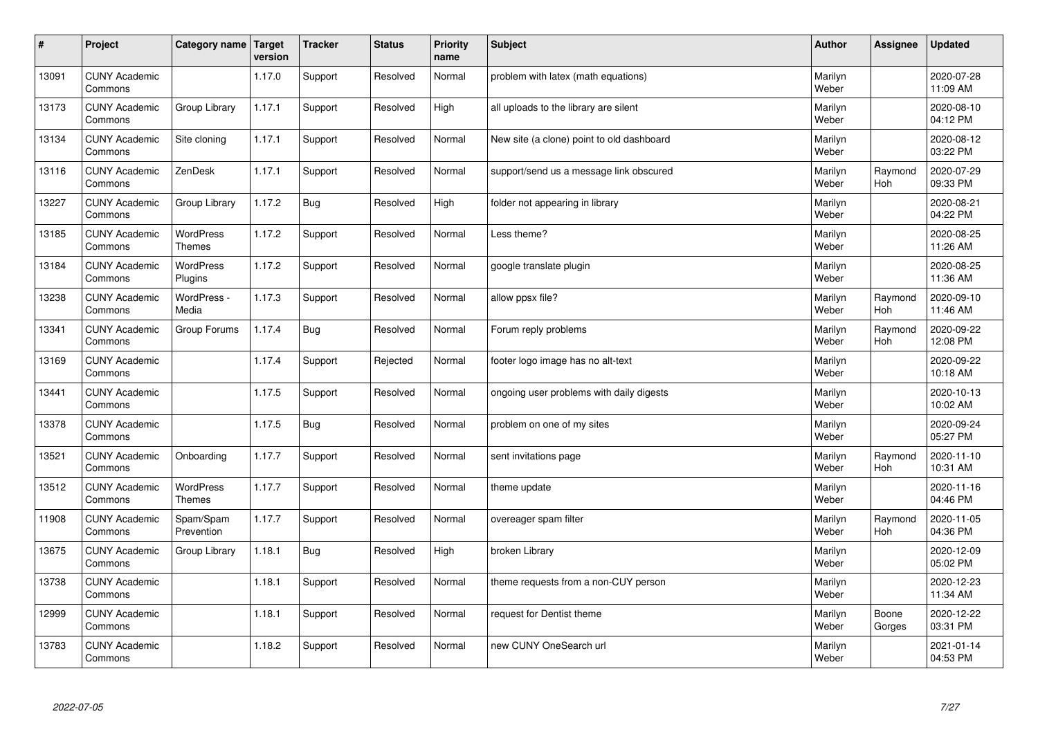| # | Project | Category name | Target version | Tracker | Status | Priority name | Subject | Author | Assignee | Updated |
|---|---|---|---|---|---|---|---|---|---|---|
| 13091 | CUNY Academic Commons | | 1.17.0 | Support | Resolved | Normal | problem with latex (math equations) | Marilyn Weber | | 2020-07-28 11:09 AM |
| 13173 | CUNY Academic Commons | Group Library | 1.17.1 | Support | Resolved | High | all uploads to the library are silent | Marilyn Weber | | 2020-08-10 04:12 PM |
| 13134 | CUNY Academic Commons | Site cloning | 1.17.1 | Support | Resolved | Normal | New site (a clone) point to old dashboard | Marilyn Weber | | 2020-08-12 03:22 PM |
| 13116 | CUNY Academic Commons | ZenDesk | 1.17.1 | Support | Resolved | Normal | support/send us a message link obscured | Marilyn Weber | Raymond Hoh | 2020-07-29 09:33 PM |
| 13227 | CUNY Academic Commons | Group Library | 1.17.2 | Bug | Resolved | High | folder not appearing in library | Marilyn Weber | | 2020-08-21 04:22 PM |
| 13185 | CUNY Academic Commons | WordPress Themes | 1.17.2 | Support | Resolved | Normal | Less theme? | Marilyn Weber | | 2020-08-25 11:26 AM |
| 13184 | CUNY Academic Commons | WordPress Plugins | 1.17.2 | Support | Resolved | Normal | google translate plugin | Marilyn Weber | | 2020-08-25 11:36 AM |
| 13238 | CUNY Academic Commons | WordPress - Media | 1.17.3 | Support | Resolved | Normal | allow ppsx file? | Marilyn Weber | Raymond Hoh | 2020-09-10 11:46 AM |
| 13341 | CUNY Academic Commons | Group Forums | 1.17.4 | Bug | Resolved | Normal | Forum reply problems | Marilyn Weber | Raymond Hoh | 2020-09-22 12:08 PM |
| 13169 | CUNY Academic Commons | | 1.17.4 | Support | Rejected | Normal | footer logo image has no alt-text | Marilyn Weber | | 2020-09-22 10:18 AM |
| 13441 | CUNY Academic Commons | | 1.17.5 | Support | Resolved | Normal | ongoing user problems with daily digests | Marilyn Weber | | 2020-10-13 10:02 AM |
| 13378 | CUNY Academic Commons | | 1.17.5 | Bug | Resolved | Normal | problem on one of my sites | Marilyn Weber | | 2020-09-24 05:27 PM |
| 13521 | CUNY Academic Commons | Onboarding | 1.17.7 | Support | Resolved | Normal | sent invitations page | Marilyn Weber | Raymond Hoh | 2020-11-10 10:31 AM |
| 13512 | CUNY Academic Commons | WordPress Themes | 1.17.7 | Support | Resolved | Normal | theme update | Marilyn Weber | | 2020-11-16 04:46 PM |
| 11908 | CUNY Academic Commons | Spam/Spam Prevention | 1.17.7 | Support | Resolved | Normal | overeager spam filter | Marilyn Weber | Raymond Hoh | 2020-11-05 04:36 PM |
| 13675 | CUNY Academic Commons | Group Library | 1.18.1 | Bug | Resolved | High | broken Library | Marilyn Weber | | 2020-12-09 05:02 PM |
| 13738 | CUNY Academic Commons | | 1.18.1 | Support | Resolved | Normal | theme requests from a non-CUY person | Marilyn Weber | | 2020-12-23 11:34 AM |
| 12999 | CUNY Academic Commons | | 1.18.1 | Support | Resolved | Normal | request for Dentist theme | Marilyn Weber | Boone Gorges | 2020-12-22 03:31 PM |
| 13783 | CUNY Academic Commons | | 1.18.2 | Support | Resolved | Normal | new CUNY OneSearch url | Marilyn Weber | | 2021-01-14 04:53 PM |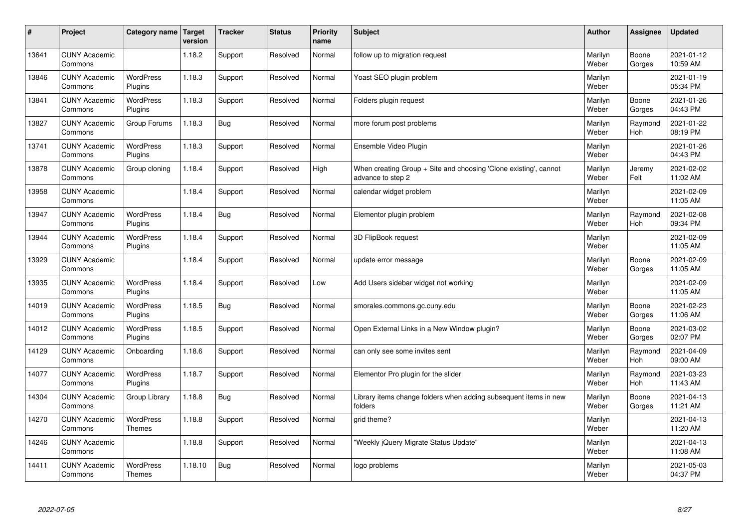| # | Project | Category name | Target version | Tracker | Status | Priority name | Subject | Author | Assignee | Updated |
|---|---|---|---|---|---|---|---|---|---|---|
| 13641 | CUNY Academic Commons | | 1.18.2 | Support | Resolved | Normal | follow up to migration request | Marilyn Weber | Boone Gorges | 2021-01-12 10:59 AM |
| 13846 | CUNY Academic Commons | WordPress Plugins | 1.18.3 | Support | Resolved | Normal | Yoast SEO plugin problem | Marilyn Weber | | 2021-01-19 05:34 PM |
| 13841 | CUNY Academic Commons | WordPress Plugins | 1.18.3 | Support | Resolved | Normal | Folders plugin request | Marilyn Weber | Boone Gorges | 2021-01-26 04:43 PM |
| 13827 | CUNY Academic Commons | Group Forums | 1.18.3 | Bug | Resolved | Normal | more forum post problems | Marilyn Weber | Raymond Hoh | 2021-01-22 08:19 PM |
| 13741 | CUNY Academic Commons | WordPress Plugins | 1.18.3 | Support | Resolved | Normal | Ensemble Video Plugin | Marilyn Weber | | 2021-01-26 04:43 PM |
| 13878 | CUNY Academic Commons | Group cloning | 1.18.4 | Support | Resolved | High | When creating Group + Site and choosing 'Clone existing', cannot advance to step 2 | Marilyn Weber | Jeremy Felt | 2021-02-02 11:02 AM |
| 13958 | CUNY Academic Commons | | 1.18.4 | Support | Resolved | Normal | calendar widget problem | Marilyn Weber | | 2021-02-09 11:05 AM |
| 13947 | CUNY Academic Commons | WordPress Plugins | 1.18.4 | Bug | Resolved | Normal | Elementor plugin problem | Marilyn Weber | Raymond Hoh | 2021-02-08 09:34 PM |
| 13944 | CUNY Academic Commons | WordPress Plugins | 1.18.4 | Support | Resolved | Normal | 3D FlipBook request | Marilyn Weber | | 2021-02-09 11:05 AM |
| 13929 | CUNY Academic Commons | | 1.18.4 | Support | Resolved | Normal | update error message | Marilyn Weber | Boone Gorges | 2021-02-09 11:05 AM |
| 13935 | CUNY Academic Commons | WordPress Plugins | 1.18.4 | Support | Resolved | Low | Add Users sidebar widget not working | Marilyn Weber | | 2021-02-09 11:05 AM |
| 14019 | CUNY Academic Commons | WordPress Plugins | 1.18.5 | Bug | Resolved | Normal | smorales.commons.gc.cuny.edu | Marilyn Weber | Boone Gorges | 2021-02-23 11:06 AM |
| 14012 | CUNY Academic Commons | WordPress Plugins | 1.18.5 | Support | Resolved | Normal | Open External Links in a New Window plugin? | Marilyn Weber | Boone Gorges | 2021-03-02 02:07 PM |
| 14129 | CUNY Academic Commons | Onboarding | 1.18.6 | Support | Resolved | Normal | can only see some invites sent | Marilyn Weber | Raymond Hoh | 2021-04-09 09:00 AM |
| 14077 | CUNY Academic Commons | WordPress Plugins | 1.18.7 | Support | Resolved | Normal | Elementor Pro plugin for the slider | Marilyn Weber | Raymond Hoh | 2021-03-23 11:43 AM |
| 14304 | CUNY Academic Commons | Group Library | 1.18.8 | Bug | Resolved | Normal | Library items change folders when adding subsequent items in new folders | Marilyn Weber | Boone Gorges | 2021-04-13 11:21 AM |
| 14270 | CUNY Academic Commons | WordPress Themes | 1.18.8 | Support | Resolved | Normal | grid theme? | Marilyn Weber | | 2021-04-13 11:20 AM |
| 14246 | CUNY Academic Commons | | 1.18.8 | Support | Resolved | Normal | "Weekly jQuery Migrate Status Update" | Marilyn Weber | | 2021-04-13 11:08 AM |
| 14411 | CUNY Academic Commons | WordPress Themes | 1.18.10 | Bug | Resolved | Normal | logo problems | Marilyn Weber | | 2021-05-03 04:37 PM |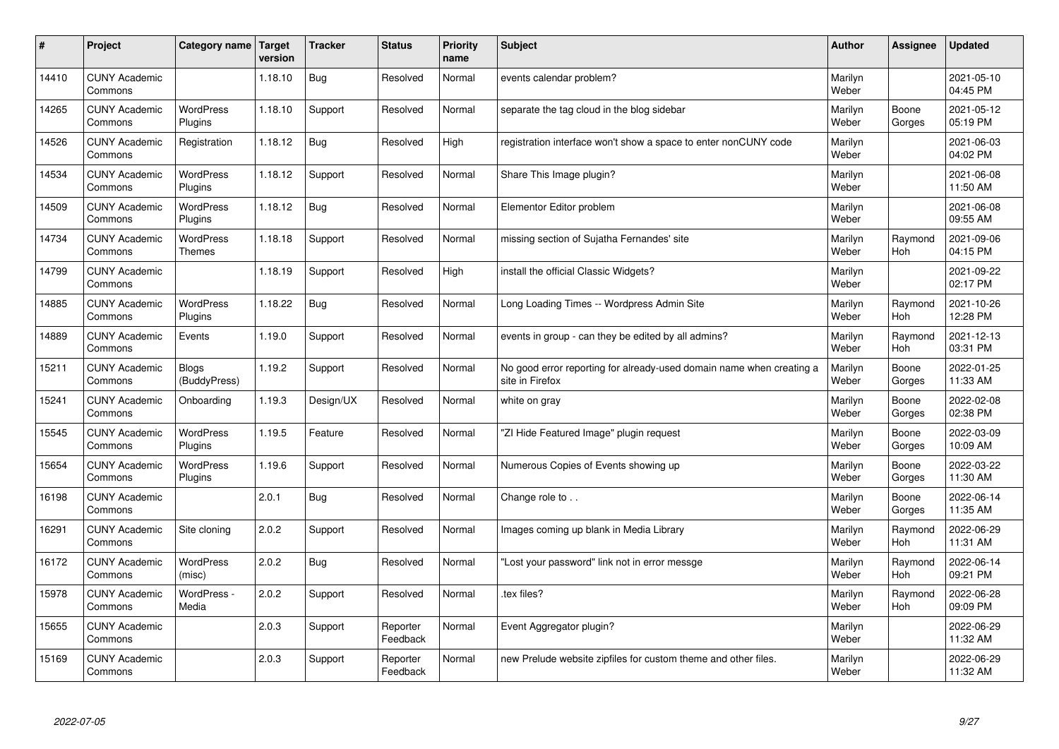| # | Project | Category name | Target version | Tracker | Status | Priority name | Subject | Author | Assignee | Updated |
|---|---|---|---|---|---|---|---|---|---|---|
| 14410 | CUNY Academic Commons | | 1.18.10 | Bug | Resolved | Normal | events calendar problem? | Marilyn Weber | | 2021-05-10 04:45 PM |
| 14265 | CUNY Academic Commons | WordPress Plugins | 1.18.10 | Support | Resolved | Normal | separate the tag cloud in the blog sidebar | Marilyn Weber | Boone Gorges | 2021-05-12 05:19 PM |
| 14526 | CUNY Academic Commons | Registration | 1.18.12 | Bug | Resolved | High | registration interface won't show a space to enter nonCUNY code | Marilyn Weber | | 2021-06-03 04:02 PM |
| 14534 | CUNY Academic Commons | WordPress Plugins | 1.18.12 | Support | Resolved | Normal | Share This Image plugin? | Marilyn Weber | | 2021-06-08 11:50 AM |
| 14509 | CUNY Academic Commons | WordPress Plugins | 1.18.12 | Bug | Resolved | Normal | Elementor Editor problem | Marilyn Weber | | 2021-06-08 09:55 AM |
| 14734 | CUNY Academic Commons | WordPress Themes | 1.18.18 | Support | Resolved | Normal | missing section of Sujatha Fernandes' site | Marilyn Weber | Raymond Hoh | 2021-09-06 04:15 PM |
| 14799 | CUNY Academic Commons | | 1.18.19 | Support | Resolved | High | install the official Classic Widgets? | Marilyn Weber | | 2021-09-22 02:17 PM |
| 14885 | CUNY Academic Commons | WordPress Plugins | 1.18.22 | Bug | Resolved | Normal | Long Loading Times -- Wordpress Admin Site | Marilyn Weber | Raymond Hoh | 2021-10-26 12:28 PM |
| 14889 | CUNY Academic Commons | Events | 1.19.0 | Support | Resolved | Normal | events in group - can they be edited by all admins? | Marilyn Weber | Raymond Hoh | 2021-12-13 03:31 PM |
| 15211 | CUNY Academic Commons | Blogs (BuddyPress) | 1.19.2 | Support | Resolved | Normal | No good error reporting for already-used domain name when creating a site in Firefox | Marilyn Weber | Boone Gorges | 2022-01-25 11:33 AM |
| 15241 | CUNY Academic Commons | Onboarding | 1.19.3 | Design/UX | Resolved | Normal | white on gray | Marilyn Weber | Boone Gorges | 2022-02-08 02:38 PM |
| 15545 | CUNY Academic Commons | WordPress Plugins | 1.19.5 | Feature | Resolved | Normal | "ZI Hide Featured Image" plugin request | Marilyn Weber | Boone Gorges | 2022-03-09 10:09 AM |
| 15654 | CUNY Academic Commons | WordPress Plugins | 1.19.6 | Support | Resolved | Normal | Numerous Copies of Events showing up | Marilyn Weber | Boone Gorges | 2022-03-22 11:30 AM |
| 16198 | CUNY Academic Commons | | 2.0.1 | Bug | Resolved | Normal | Change role to . . | Marilyn Weber | Boone Gorges | 2022-06-14 11:35 AM |
| 16291 | CUNY Academic Commons | Site cloning | 2.0.2 | Support | Resolved | Normal | Images coming up blank in Media Library | Marilyn Weber | Raymond Hoh | 2022-06-29 11:31 AM |
| 16172 | CUNY Academic Commons | WordPress (misc) | 2.0.2 | Bug | Resolved | Normal | "Lost your password" link not in error messge | Marilyn Weber | Raymond Hoh | 2022-06-14 09:21 PM |
| 15978 | CUNY Academic Commons | WordPress - Media | 2.0.2 | Support | Resolved | Normal | .tex files? | Marilyn Weber | Raymond Hoh | 2022-06-28 09:09 PM |
| 15655 | CUNY Academic Commons | | 2.0.3 | Support | Reporter Feedback | Normal | Event Aggregator plugin? | Marilyn Weber | | 2022-06-29 11:32 AM |
| 15169 | CUNY Academic Commons | | 2.0.3 | Support | Reporter Feedback | Normal | new Prelude website zipfiles for custom theme and other files. | Marilyn Weber | | 2022-06-29 11:32 AM |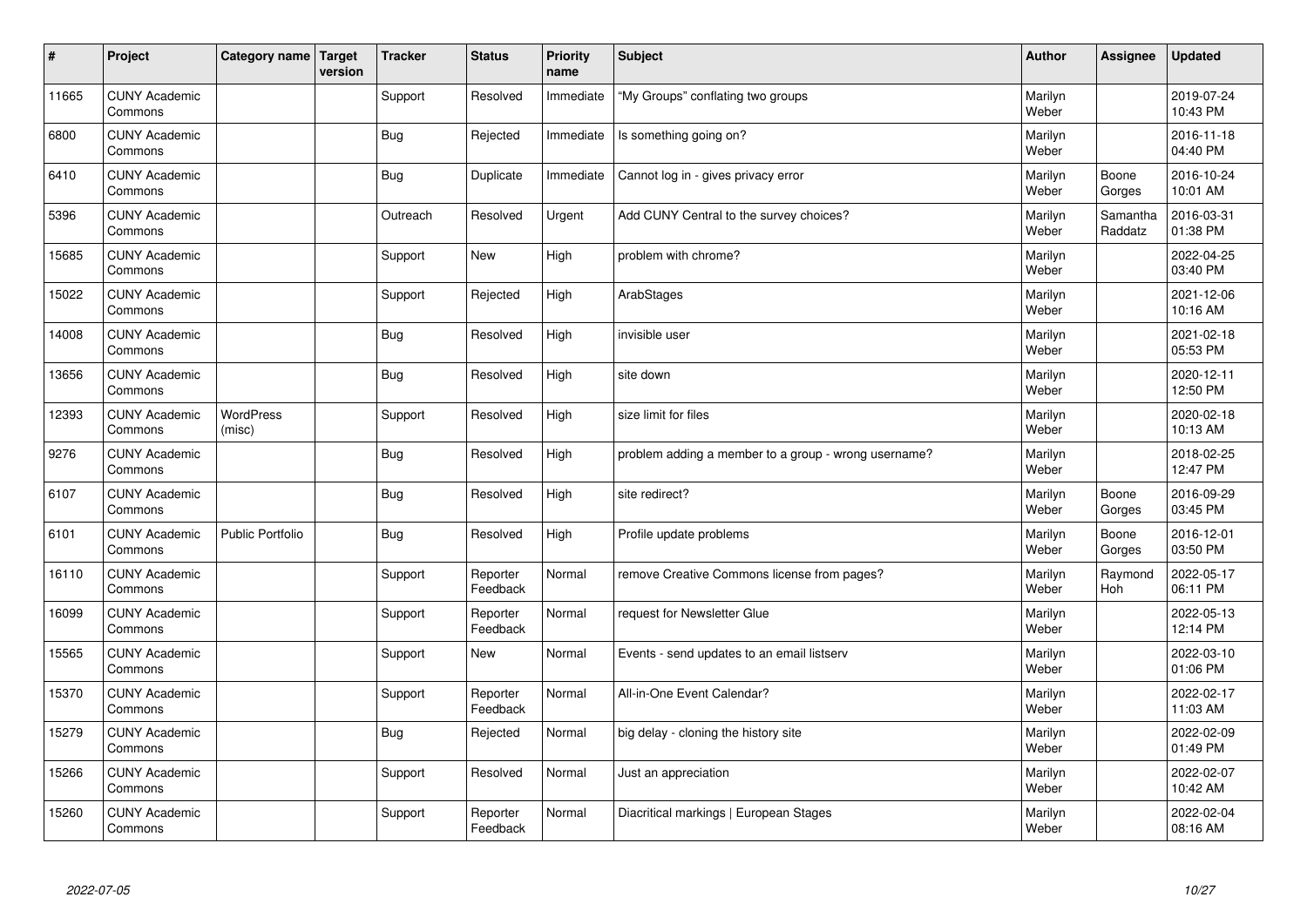| # | Project | Category name | Target version | Tracker | Status | Priority name | Subject | Author | Assignee | Updated |
|---|---|---|---|---|---|---|---|---|---|---|
| 11665 | CUNY Academic Commons | | | Support | Resolved | Immediate | "My Groups" conflating two groups | Marilyn Weber | | 2019-07-24 10:43 PM |
| 6800 | CUNY Academic Commons | | | Bug | Rejected | Immediate | Is something going on? | Marilyn Weber | | 2016-11-18 04:40 PM |
| 6410 | CUNY Academic Commons | | | Bug | Duplicate | Immediate | Cannot log in - gives privacy error | Marilyn Weber | Boone Gorges | 2016-10-24 10:01 AM |
| 5396 | CUNY Academic Commons | | | Outreach | Resolved | Urgent | Add CUNY Central to the survey choices? | Marilyn Weber | Samantha Raddatz | 2016-03-31 01:38 PM |
| 15685 | CUNY Academic Commons | | | Support | New | High | problem with chrome? | Marilyn Weber | | 2022-04-25 03:40 PM |
| 15022 | CUNY Academic Commons | | | Support | Rejected | High | ArabStages | Marilyn Weber | | 2021-12-06 10:16 AM |
| 14008 | CUNY Academic Commons | | | Bug | Resolved | High | invisible user | Marilyn Weber | | 2021-02-18 05:53 PM |
| 13656 | CUNY Academic Commons | | | Bug | Resolved | High | site down | Marilyn Weber | | 2020-12-11 12:50 PM |
| 12393 | CUNY Academic Commons | WordPress (misc) | | Support | Resolved | High | size limit for files | Marilyn Weber | | 2020-02-18 10:13 AM |
| 9276 | CUNY Academic Commons | | | Bug | Resolved | High | problem adding a member to a group - wrong username? | Marilyn Weber | | 2018-02-25 12:47 PM |
| 6107 | CUNY Academic Commons | | | Bug | Resolved | High | site redirect? | Marilyn Weber | Boone Gorges | 2016-09-29 03:45 PM |
| 6101 | CUNY Academic Commons | Public Portfolio | | Bug | Resolved | High | Profile update problems | Marilyn Weber | Boone Gorges | 2016-12-01 03:50 PM |
| 16110 | CUNY Academic Commons | | | Support | Reporter Feedback | Normal | remove Creative Commons license from pages? | Marilyn Weber | Raymond Hoh | 2022-05-17 06:11 PM |
| 16099 | CUNY Academic Commons | | | Support | Reporter Feedback | Normal | request for Newsletter Glue | Marilyn Weber | | 2022-05-13 12:14 PM |
| 15565 | CUNY Academic Commons | | | Support | New | Normal | Events - send updates to an email listserv | Marilyn Weber | | 2022-03-10 01:06 PM |
| 15370 | CUNY Academic Commons | | | Support | Reporter Feedback | Normal | All-in-One Event Calendar? | Marilyn Weber | | 2022-02-17 11:03 AM |
| 15279 | CUNY Academic Commons | | | Bug | Rejected | Normal | big delay - cloning the history site | Marilyn Weber | | 2022-02-09 01:49 PM |
| 15266 | CUNY Academic Commons | | | Support | Resolved | Normal | Just an appreciation | Marilyn Weber | | 2022-02-07 10:42 AM |
| 15260 | CUNY Academic Commons | | | Support | Reporter Feedback | Normal | Diacritical markings \| European Stages | Marilyn Weber | | 2022-02-04 08:16 AM |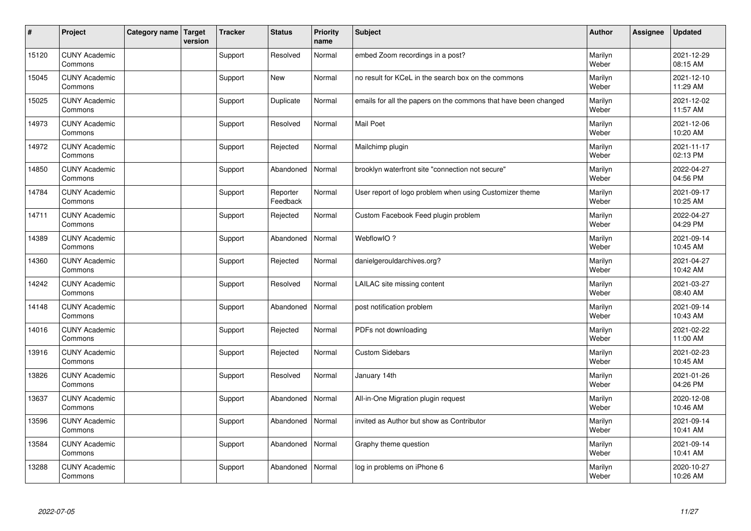| # | Project | Category name | Target version | Tracker | Status | Priority name | Subject | Author | Assignee | Updated |
|---|---|---|---|---|---|---|---|---|---|---|
| 15120 | CUNY Academic Commons | | | Support | Resolved | Normal | embed Zoom recordings in a post? | Marilyn Weber | | 2021-12-29 08:15 AM |
| 15045 | CUNY Academic Commons | | | Support | New | Normal | no result for KCeL in the search box on the commons | Marilyn Weber | | 2021-12-10 11:29 AM |
| 15025 | CUNY Academic Commons | | | Support | Duplicate | Normal | emails for all the papers on the commons that have been changed | Marilyn Weber | | 2021-12-02 11:57 AM |
| 14973 | CUNY Academic Commons | | | Support | Resolved | Normal | Mail Poet | Marilyn Weber | | 2021-12-06 10:20 AM |
| 14972 | CUNY Academic Commons | | | Support | Rejected | Normal | Mailchimp plugin | Marilyn Weber | | 2021-11-17 02:13 PM |
| 14850 | CUNY Academic Commons | | | Support | Abandoned | Normal | brooklyn waterfront site "connection not secure" | Marilyn Weber | | 2022-04-27 04:56 PM |
| 14784 | CUNY Academic Commons | | | Support | Reporter Feedback | Normal | User report of logo problem when using Customizer theme | Marilyn Weber | | 2021-09-17 10:25 AM |
| 14711 | CUNY Academic Commons | | | Support | Rejected | Normal | Custom Facebook Feed plugin problem | Marilyn Weber | | 2022-04-27 04:29 PM |
| 14389 | CUNY Academic Commons | | | Support | Abandoned | Normal | WebflowIO ? | Marilyn Weber | | 2021-09-14 10:45 AM |
| 14360 | CUNY Academic Commons | | | Support | Rejected | Normal | danielgerouldarchives.org? | Marilyn Weber | | 2021-04-27 10:42 AM |
| 14242 | CUNY Academic Commons | | | Support | Resolved | Normal | LAILAC site missing content | Marilyn Weber | | 2021-03-27 08:40 AM |
| 14148 | CUNY Academic Commons | | | Support | Abandoned | Normal | post notification problem | Marilyn Weber | | 2021-09-14 10:43 AM |
| 14016 | CUNY Academic Commons | | | Support | Rejected | Normal | PDFs not downloading | Marilyn Weber | | 2021-02-22 11:00 AM |
| 13916 | CUNY Academic Commons | | | Support | Rejected | Normal | Custom Sidebars | Marilyn Weber | | 2021-02-23 10:45 AM |
| 13826 | CUNY Academic Commons | | | Support | Resolved | Normal | January 14th | Marilyn Weber | | 2021-01-26 04:26 PM |
| 13637 | CUNY Academic Commons | | | Support | Abandoned | Normal | All-in-One Migration plugin request | Marilyn Weber | | 2020-12-08 10:46 AM |
| 13596 | CUNY Academic Commons | | | Support | Abandoned | Normal | invited as Author but show as Contributor | Marilyn Weber | | 2021-09-14 10:41 AM |
| 13584 | CUNY Academic Commons | | | Support | Abandoned | Normal | Graphy theme question | Marilyn Weber | | 2021-09-14 10:41 AM |
| 13288 | CUNY Academic Commons | | | Support | Abandoned | Normal | log in problems on iPhone 6 | Marilyn Weber | | 2020-10-27 10:26 AM |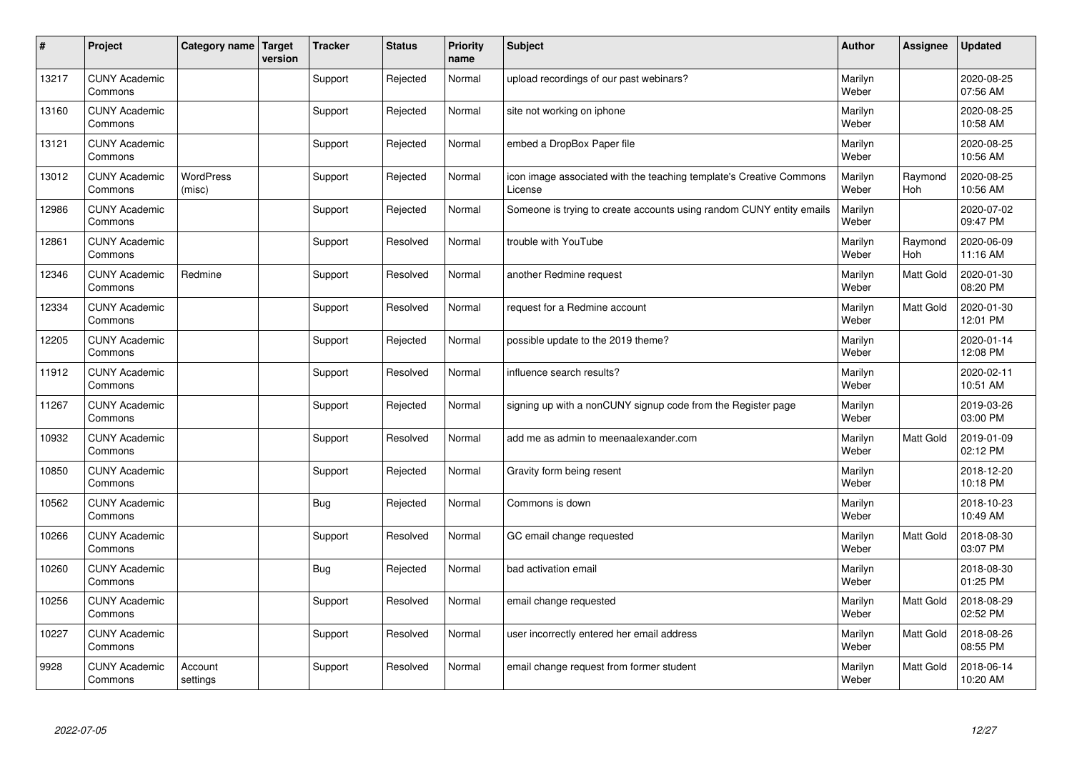| # | Project | Category name | Target version | Tracker | Status | Priority name | Subject | Author | Assignee | Updated |
|---|---|---|---|---|---|---|---|---|---|---|
| 13217 | CUNY Academic Commons | | | Support | Rejected | Normal | upload recordings of our past webinars? | Marilyn Weber | | 2020-08-25 07:56 AM |
| 13160 | CUNY Academic Commons | | | Support | Rejected | Normal | site not working on iphone | Marilyn Weber | | 2020-08-25 10:58 AM |
| 13121 | CUNY Academic Commons | | | Support | Rejected | Normal | embed a DropBox Paper file | Marilyn Weber | | 2020-08-25 10:56 AM |
| 13012 | CUNY Academic Commons | WordPress (misc) | | Support | Rejected | Normal | icon image associated with the teaching template's Creative Commons License | Marilyn Weber | Raymond Hoh | 2020-08-25 10:56 AM |
| 12986 | CUNY Academic Commons | | | Support | Rejected | Normal | Someone is trying to create accounts using random CUNY entity emails | Marilyn Weber | | 2020-07-02 09:47 PM |
| 12861 | CUNY Academic Commons | | | Support | Resolved | Normal | trouble with YouTube | Marilyn Weber | Raymond Hoh | 2020-06-09 11:16 AM |
| 12346 | CUNY Academic Commons | Redmine | | Support | Resolved | Normal | another Redmine request | Marilyn Weber | Matt Gold | 2020-01-30 08:20 PM |
| 12334 | CUNY Academic Commons | | | Support | Resolved | Normal | request for a Redmine account | Marilyn Weber | Matt Gold | 2020-01-30 12:01 PM |
| 12205 | CUNY Academic Commons | | | Support | Rejected | Normal | possible update to the 2019 theme? | Marilyn Weber | | 2020-01-14 12:08 PM |
| 11912 | CUNY Academic Commons | | | Support | Resolved | Normal | influence search results? | Marilyn Weber | | 2020-02-11 10:51 AM |
| 11267 | CUNY Academic Commons | | | Support | Rejected | Normal | signing up with a nonCUNY signup code from the Register page | Marilyn Weber | | 2019-03-26 03:00 PM |
| 10932 | CUNY Academic Commons | | | Support | Resolved | Normal | add me as admin to meenaalexander.com | Marilyn Weber | Matt Gold | 2019-01-09 02:12 PM |
| 10850 | CUNY Academic Commons | | | Support | Rejected | Normal | Gravity form being resent | Marilyn Weber | | 2018-12-20 10:18 PM |
| 10562 | CUNY Academic Commons | | | Bug | Rejected | Normal | Commons is down | Marilyn Weber | | 2018-10-23 10:49 AM |
| 10266 | CUNY Academic Commons | | | Support | Resolved | Normal | GC email change requested | Marilyn Weber | Matt Gold | 2018-08-30 03:07 PM |
| 10260 | CUNY Academic Commons | | | Bug | Rejected | Normal | bad activation email | Marilyn Weber | | 2018-08-30 01:25 PM |
| 10256 | CUNY Academic Commons | | | Support | Resolved | Normal | email change requested | Marilyn Weber | Matt Gold | 2018-08-29 02:52 PM |
| 10227 | CUNY Academic Commons | | | Support | Resolved | Normal | user incorrectly entered her email address | Marilyn Weber | Matt Gold | 2018-08-26 08:55 PM |
| 9928 | CUNY Academic Commons | Account settings | | Support | Resolved | Normal | email change request from former student | Marilyn Weber | Matt Gold | 2018-06-14 10:20 AM |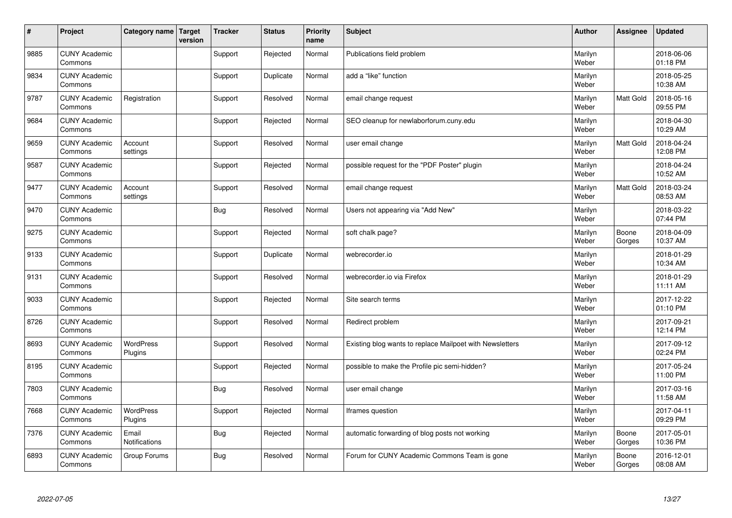| # | Project | Category name | Target version | Tracker | Status | Priority name | Subject | Author | Assignee | Updated |
|---|---|---|---|---|---|---|---|---|---|---|
| 9885 | CUNY Academic Commons | | | Support | Rejected | Normal | Publications field problem | Marilyn Weber | | 2018-06-06 01:18 PM |
| 9834 | CUNY Academic Commons | | | Support | Duplicate | Normal | add a “like” function | Marilyn Weber | | 2018-05-25 10:38 AM |
| 9787 | CUNY Academic Commons | Registration | | Support | Resolved | Normal | email change request | Marilyn Weber | Matt Gold | 2018-05-16 09:55 PM |
| 9684 | CUNY Academic Commons | | | Support | Rejected | Normal | SEO cleanup for newlaborforum.cuny.edu | Marilyn Weber | | 2018-04-30 10:29 AM |
| 9659 | CUNY Academic Commons | Account settings | | Support | Resolved | Normal | user email change | Marilyn Weber | Matt Gold | 2018-04-24 12:08 PM |
| 9587 | CUNY Academic Commons | | | Support | Rejected | Normal | possible request for the "PDF Poster" plugin | Marilyn Weber | | 2018-04-24 10:52 AM |
| 9477 | CUNY Academic Commons | Account settings | | Support | Resolved | Normal | email change request | Marilyn Weber | Matt Gold | 2018-03-24 08:53 AM |
| 9470 | CUNY Academic Commons | | | Bug | Resolved | Normal | Users not appearing via "Add New" | Marilyn Weber | | 2018-03-22 07:44 PM |
| 9275 | CUNY Academic Commons | | | Support | Rejected | Normal | soft chalk page? | Marilyn Weber | Boone Gorges | 2018-04-09 10:37 AM |
| 9133 | CUNY Academic Commons | | | Support | Duplicate | Normal | webrecorder.io | Marilyn Weber | | 2018-01-29 10:34 AM |
| 9131 | CUNY Academic Commons | | | Support | Resolved | Normal | webrecorder.io via Firefox | Marilyn Weber | | 2018-01-29 11:11 AM |
| 9033 | CUNY Academic Commons | | | Support | Rejected | Normal | Site search terms | Marilyn Weber | | 2017-12-22 01:10 PM |
| 8726 | CUNY Academic Commons | | | Support | Resolved | Normal | Redirect problem | Marilyn Weber | | 2017-09-21 12:14 PM |
| 8693 | CUNY Academic Commons | WordPress Plugins | | Support | Resolved | Normal | Existing blog wants to replace Mailpoet with Newsletters | Marilyn Weber | | 2017-09-12 02:24 PM |
| 8195 | CUNY Academic Commons | | | Support | Rejected | Normal | possible to make the Profile pic semi-hidden? | Marilyn Weber | | 2017-05-24 11:00 PM |
| 7803 | CUNY Academic Commons | | | Bug | Resolved | Normal | user email change | Marilyn Weber | | 2017-03-16 11:58 AM |
| 7668 | CUNY Academic Commons | WordPress Plugins | | Support | Rejected | Normal | Iframes question | Marilyn Weber | | 2017-04-11 09:29 PM |
| 7376 | CUNY Academic Commons | Email Notifications | | Bug | Rejected | Normal | automatic forwarding of blog posts not working | Marilyn Weber | Boone Gorges | 2017-05-01 10:36 PM |
| 6893 | CUNY Academic Commons | Group Forums | | Bug | Resolved | Normal | Forum for CUNY Academic Commons Team is gone | Marilyn Weber | Boone Gorges | 2016-12-01 08:08 AM |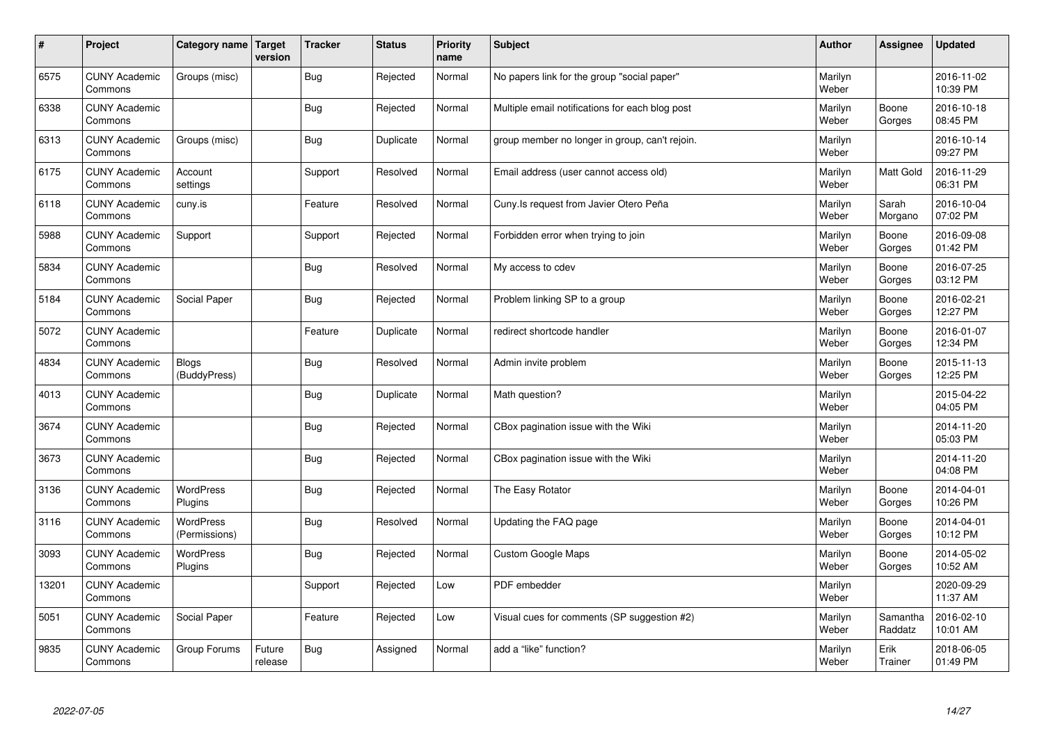| # | Project | Category name | Target version | Tracker | Status | Priority name | Subject | Author | Assignee | Updated |
|---|---|---|---|---|---|---|---|---|---|---|
| 6575 | CUNY Academic Commons | Groups (misc) | | Bug | Rejected | Normal | No papers link for the group "social paper" | Marilyn Weber | | 2016-11-02 10:39 PM |
| 6338 | CUNY Academic Commons | | | Bug | Rejected | Normal | Multiple email notifications for each blog post | Marilyn Weber | Boone Gorges | 2016-10-18 08:45 PM |
| 6313 | CUNY Academic Commons | Groups (misc) | | Bug | Duplicate | Normal | group member no longer in group, can't rejoin. | Marilyn Weber | | 2016-10-14 09:27 PM |
| 6175 | CUNY Academic Commons | Account settings | | Support | Resolved | Normal | Email address (user cannot access old) | Marilyn Weber | Matt Gold | 2016-11-29 06:31 PM |
| 6118 | CUNY Academic Commons | cuny.is | | Feature | Resolved | Normal | Cuny.Is request from Javier Otero Peña | Marilyn Weber | Sarah Morgano | 2016-10-04 07:02 PM |
| 5988 | CUNY Academic Commons | Support | | Support | Rejected | Normal | Forbidden error when trying to join | Marilyn Weber | Boone Gorges | 2016-09-08 01:42 PM |
| 5834 | CUNY Academic Commons | | | Bug | Resolved | Normal | My access to cdev | Marilyn Weber | Boone Gorges | 2016-07-25 03:12 PM |
| 5184 | CUNY Academic Commons | Social Paper | | Bug | Rejected | Normal | Problem linking SP to a group | Marilyn Weber | Boone Gorges | 2016-02-21 12:27 PM |
| 5072 | CUNY Academic Commons | | | Feature | Duplicate | Normal | redirect shortcode handler | Marilyn Weber | Boone Gorges | 2016-01-07 12:34 PM |
| 4834 | CUNY Academic Commons | Blogs (BuddyPress) | | Bug | Resolved | Normal | Admin invite problem | Marilyn Weber | Boone Gorges | 2015-11-13 12:25 PM |
| 4013 | CUNY Academic Commons | | | Bug | Duplicate | Normal | Math question? | Marilyn Weber | | 2015-04-22 04:05 PM |
| 3674 | CUNY Academic Commons | | | Bug | Rejected | Normal | CBox pagination issue with the Wiki | Marilyn Weber | | 2014-11-20 05:03 PM |
| 3673 | CUNY Academic Commons | | | Bug | Rejected | Normal | CBox pagination issue with the Wiki | Marilyn Weber | | 2014-11-20 04:08 PM |
| 3136 | CUNY Academic Commons | WordPress Plugins | | Bug | Rejected | Normal | The Easy Rotator | Marilyn Weber | Boone Gorges | 2014-04-01 10:26 PM |
| 3116 | CUNY Academic Commons | WordPress (Permissions) | | Bug | Resolved | Normal | Updating the FAQ page | Marilyn Weber | Boone Gorges | 2014-04-01 10:12 PM |
| 3093 | CUNY Academic Commons | WordPress Plugins | | Bug | Rejected | Normal | Custom Google Maps | Marilyn Weber | Boone Gorges | 2014-05-02 10:52 AM |
| 13201 | CUNY Academic Commons | | | Support | Rejected | Low | PDF embedder | Marilyn Weber | | 2020-09-29 11:37 AM |
| 5051 | CUNY Academic Commons | Social Paper | | Feature | Rejected | Low | Visual cues for comments (SP suggestion #2) | Marilyn Weber | Samantha Raddatz | 2016-02-10 10:01 AM |
| 9835 | CUNY Academic Commons | Group Forums | Future release | Bug | Assigned | Normal | add a "like" function? | Marilyn Weber | Erik Trainer | 2018-06-05 01:49 PM |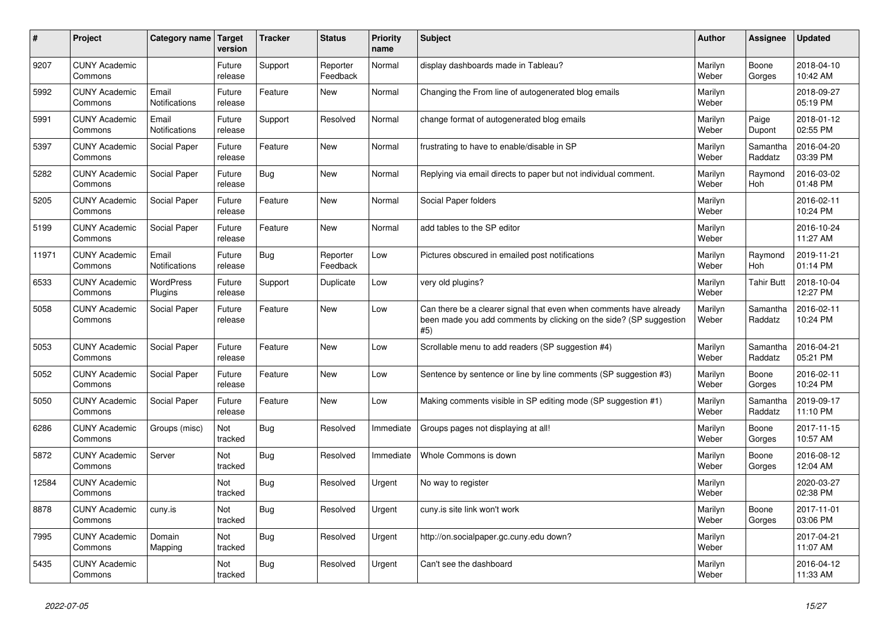| # | Project | Category name | Target version | Tracker | Status | Priority name | Subject | Author | Assignee | Updated |
|---|---|---|---|---|---|---|---|---|---|---|
| 9207 | CUNY Academic Commons | | Future release | Support | Reporter Feedback | Normal | display dashboards made in Tableau? | Marilyn Weber | Boone Gorges | 2018-04-10 10:42 AM |
| 5992 | CUNY Academic Commons | Email Notifications | Future release | Feature | New | Normal | Changing the From line of autogenerated blog emails | Marilyn Weber | | 2018-09-27 05:19 PM |
| 5991 | CUNY Academic Commons | Email Notifications | Future release | Support | Resolved | Normal | change format of autogenerated blog emails | Marilyn Weber | Paige Dupont | 2018-01-12 02:55 PM |
| 5397 | CUNY Academic Commons | Social Paper | Future release | Feature | New | Normal | frustrating to have to enable/disable in SP | Marilyn Weber | Samantha Raddatz | 2016-04-20 03:39 PM |
| 5282 | CUNY Academic Commons | Social Paper | Future release | Bug | New | Normal | Replying via email directs to paper but not individual comment. | Marilyn Weber | Raymond Hoh | 2016-03-02 01:48 PM |
| 5205 | CUNY Academic Commons | Social Paper | Future release | Feature | New | Normal | Social Paper folders | Marilyn Weber | | 2016-02-11 10:24 PM |
| 5199 | CUNY Academic Commons | Social Paper | Future release | Feature | New | Normal | add tables to the SP editor | Marilyn Weber | | 2016-10-24 11:27 AM |
| 11971 | CUNY Academic Commons | Email Notifications | Future release | Bug | Reporter Feedback | Low | Pictures obscured in emailed post notifications | Marilyn Weber | Raymond Hoh | 2019-11-21 01:14 PM |
| 6533 | CUNY Academic Commons | WordPress Plugins | Future release | Support | Duplicate | Low | very old plugins? | Marilyn Weber | Tahir Butt | 2018-10-04 12:27 PM |
| 5058 | CUNY Academic Commons | Social Paper | Future release | Feature | New | Low | Can there be a clearer signal that even when comments have already been made you add comments by clicking on the side? (SP suggestion #5) | Marilyn Weber | Samantha Raddatz | 2016-02-11 10:24 PM |
| 5053 | CUNY Academic Commons | Social Paper | Future release | Feature | New | Low | Scrollable menu to add readers (SP suggestion #4) | Marilyn Weber | Samantha Raddatz | 2016-04-21 05:21 PM |
| 5052 | CUNY Academic Commons | Social Paper | Future release | Feature | New | Low | Sentence by sentence or line by line comments (SP suggestion #3) | Marilyn Weber | Boone Gorges | 2016-02-11 10:24 PM |
| 5050 | CUNY Academic Commons | Social Paper | Future release | Feature | New | Low | Making comments visible in SP editing mode (SP suggestion #1) | Marilyn Weber | Samantha Raddatz | 2019-09-17 11:10 PM |
| 6286 | CUNY Academic Commons | Groups (misc) | Not tracked | Bug | Resolved | Immediate | Groups pages not displaying at all! | Marilyn Weber | Boone Gorges | 2017-11-15 10:57 AM |
| 5872 | CUNY Academic Commons | Server | Not tracked | Bug | Resolved | Immediate | Whole Commons is down | Marilyn Weber | Boone Gorges | 2016-08-12 12:04 AM |
| 12584 | CUNY Academic Commons | | Not tracked | Bug | Resolved | Urgent | No way to register | Marilyn Weber | | 2020-03-27 02:38 PM |
| 8878 | CUNY Academic Commons | cuny.is | Not tracked | Bug | Resolved | Urgent | cuny.is site link won't work | Marilyn Weber | Boone Gorges | 2017-11-01 03:06 PM |
| 7995 | CUNY Academic Commons | Domain Mapping | Not tracked | Bug | Resolved | Urgent | http://on.socialpaper.gc.cuny.edu down? | Marilyn Weber | | 2017-04-21 11:07 AM |
| 5435 | CUNY Academic Commons | | Not tracked | Bug | Resolved | Urgent | Can't see the dashboard | Marilyn Weber | | 2016-04-12 11:33 AM |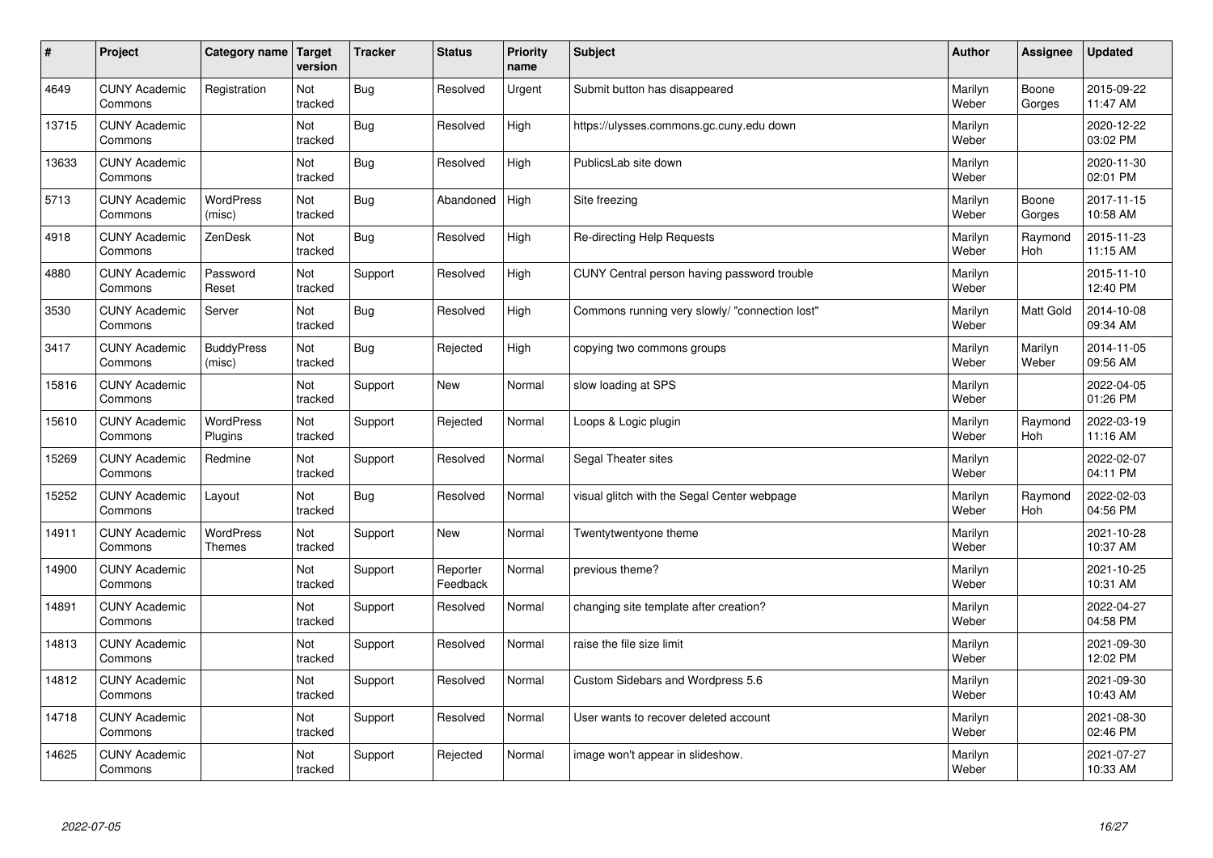| # | Project | Category name | Target version | Tracker | Status | Priority name | Subject | Author | Assignee | Updated |
|---|---|---|---|---|---|---|---|---|---|---|
| 4649 | CUNY Academic Commons | Registration | Not tracked | Bug | Resolved | Urgent | Submit button has disappeared | Marilyn Weber | Boone Gorges | 2015-09-22 11:47 AM |
| 13715 | CUNY Academic Commons | | Not tracked | Bug | Resolved | High | https://ulysses.commons.gc.cuny.edu down | Marilyn Weber | | 2020-12-22 03:02 PM |
| 13633 | CUNY Academic Commons | | Not tracked | Bug | Resolved | High | PublicsLab site down | Marilyn Weber | | 2020-11-30 02:01 PM |
| 5713 | CUNY Academic Commons | WordPress (misc) | Not tracked | Bug | Abandoned | High | Site freezing | Marilyn Weber | Boone Gorges | 2017-11-15 10:58 AM |
| 4918 | CUNY Academic Commons | ZenDesk | Not tracked | Bug | Resolved | High | Re-directing Help Requests | Marilyn Weber | Raymond Hoh | 2015-11-23 11:15 AM |
| 4880 | CUNY Academic Commons | Password Reset | Not tracked | Support | Resolved | High | CUNY Central person having password trouble | Marilyn Weber | | 2015-11-10 12:40 PM |
| 3530 | CUNY Academic Commons | Server | Not tracked | Bug | Resolved | High | Commons running very slowly/ "connection lost" | Marilyn Weber | Matt Gold | 2014-10-08 09:34 AM |
| 3417 | CUNY Academic Commons | BuddyPress (misc) | Not tracked | Bug | Rejected | High | copying two commons groups | Marilyn Weber | Marilyn Weber | 2014-11-05 09:56 AM |
| 15816 | CUNY Academic Commons | | Not tracked | Support | New | Normal | slow loading at SPS | Marilyn Weber | | 2022-04-05 01:26 PM |
| 15610 | CUNY Academic Commons | WordPress Plugins | Not tracked | Support | Rejected | Normal | Loops & Logic plugin | Marilyn Weber | Raymond Hoh | 2022-03-19 11:16 AM |
| 15269 | CUNY Academic Commons | Redmine | Not tracked | Support | Resolved | Normal | Segal Theater sites | Marilyn Weber | | 2022-02-07 04:11 PM |
| 15252 | CUNY Academic Commons | Layout | Not tracked | Bug | Resolved | Normal | visual glitch with the Segal Center webpage | Marilyn Weber | Raymond Hoh | 2022-02-03 04:56 PM |
| 14911 | CUNY Academic Commons | WordPress Themes | Not tracked | Support | New | Normal | Twentytwentyone theme | Marilyn Weber | | 2021-10-28 10:37 AM |
| 14900 | CUNY Academic Commons | | Not tracked | Support | Reporter Feedback | Normal | previous theme? | Marilyn Weber | | 2021-10-25 10:31 AM |
| 14891 | CUNY Academic Commons | | Not tracked | Support | Resolved | Normal | changing site template after creation? | Marilyn Weber | | 2022-04-27 04:58 PM |
| 14813 | CUNY Academic Commons | | Not tracked | Support | Resolved | Normal | raise the file size limit | Marilyn Weber | | 2021-09-30 12:02 PM |
| 14812 | CUNY Academic Commons | | Not tracked | Support | Resolved | Normal | Custom Sidebars and Wordpress 5.6 | Marilyn Weber | | 2021-09-30 10:43 AM |
| 14718 | CUNY Academic Commons | | Not tracked | Support | Resolved | Normal | User wants to recover deleted account | Marilyn Weber | | 2021-08-30 02:46 PM |
| 14625 | CUNY Academic Commons | | Not tracked | Support | Rejected | Normal | image won't appear in slideshow. | Marilyn Weber | | 2021-07-27 10:33 AM |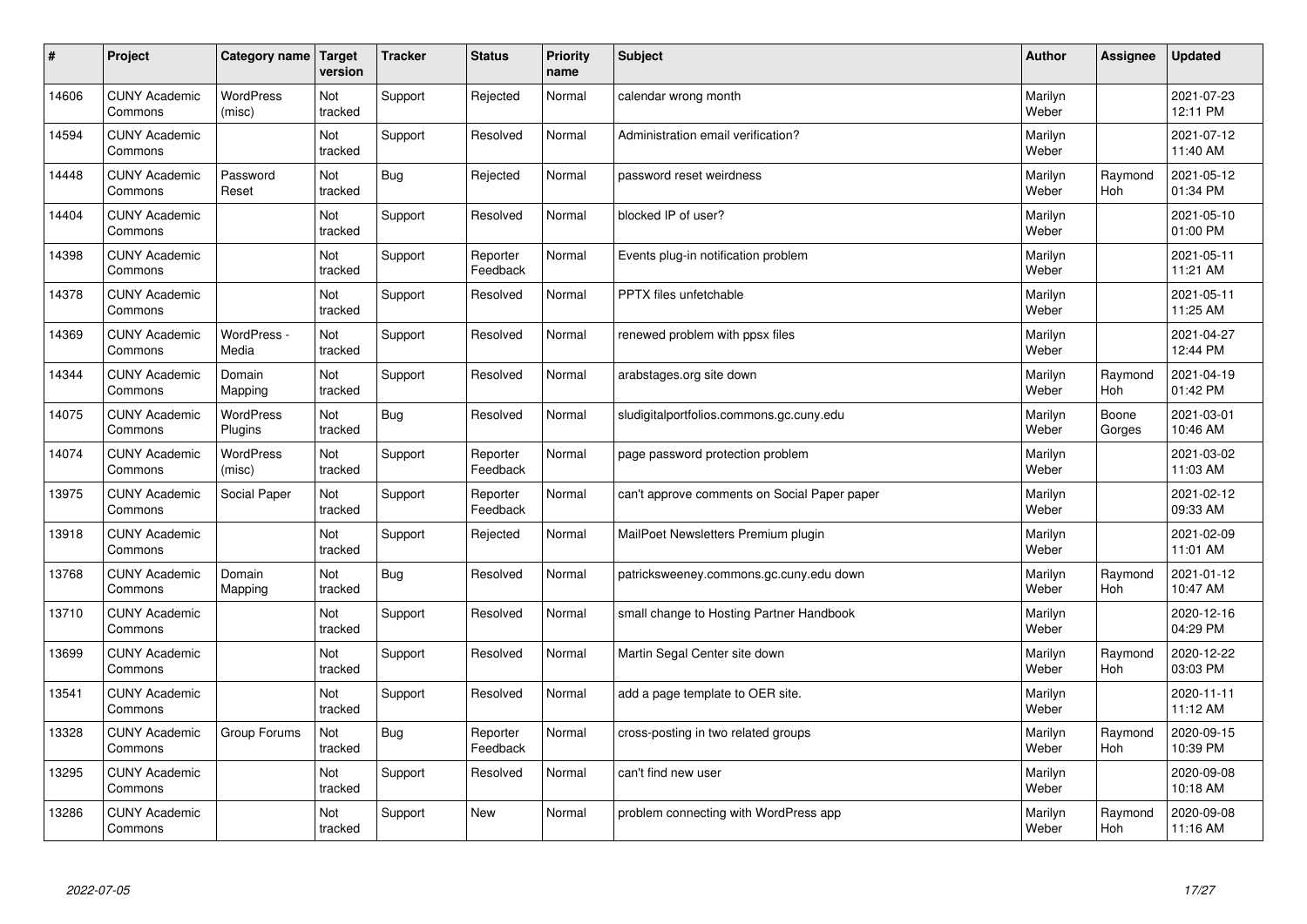| # | Project | Category name | Target version | Tracker | Status | Priority name | Subject | Author | Assignee | Updated |
|---|---|---|---|---|---|---|---|---|---|---|
| 14606 | CUNY Academic Commons | WordPress (misc) | Not tracked | Support | Rejected | Normal | calendar wrong month | Marilyn Weber | | 2021-07-23 12:11 PM |
| 14594 | CUNY Academic Commons | | Not tracked | Support | Resolved | Normal | Administration email verification? | Marilyn Weber | | 2021-07-12 11:40 AM |
| 14448 | CUNY Academic Commons | Password Reset | Not tracked | Bug | Rejected | Normal | password reset weirdness | Marilyn Weber | Raymond Hoh | 2021-05-12 01:34 PM |
| 14404 | CUNY Academic Commons | | Not tracked | Support | Resolved | Normal | blocked IP of user? | Marilyn Weber | | 2021-05-10 01:00 PM |
| 14398 | CUNY Academic Commons | | Not tracked | Support | Reporter Feedback | Normal | Events plug-in notification problem | Marilyn Weber | | 2021-05-11 11:21 AM |
| 14378 | CUNY Academic Commons | | Not tracked | Support | Resolved | Normal | PPTX files unfetchable | Marilyn Weber | | 2021-05-11 11:25 AM |
| 14369 | CUNY Academic Commons | WordPress - Media | Not tracked | Support | Resolved | Normal | renewed problem with ppsx files | Marilyn Weber | | 2021-04-27 12:44 PM |
| 14344 | CUNY Academic Commons | Domain Mapping | Not tracked | Support | Resolved | Normal | arabstages.org site down | Marilyn Weber | Raymond Hoh | 2021-04-19 01:42 PM |
| 14075 | CUNY Academic Commons | WordPress Plugins | Not tracked | Bug | Resolved | Normal | sludigitalportfolios.commons.gc.cuny.edu | Marilyn Weber | Boone Gorges | 2021-03-01 10:46 AM |
| 14074 | CUNY Academic Commons | WordPress (misc) | Not tracked | Support | Reporter Feedback | Normal | page password protection problem | Marilyn Weber | | 2021-03-02 11:03 AM |
| 13975 | CUNY Academic Commons | Social Paper | Not tracked | Support | Reporter Feedback | Normal | can't approve comments on Social Paper paper | Marilyn Weber | | 2021-02-12 09:33 AM |
| 13918 | CUNY Academic Commons | | Not tracked | Support | Rejected | Normal | MailPoet Newsletters Premium plugin | Marilyn Weber | | 2021-02-09 11:01 AM |
| 13768 | CUNY Academic Commons | Domain Mapping | Not tracked | Bug | Resolved | Normal | patricksweeney.commons.gc.cuny.edu down | Marilyn Weber | Raymond Hoh | 2021-01-12 10:47 AM |
| 13710 | CUNY Academic Commons | | Not tracked | Support | Resolved | Normal | small change to Hosting Partner Handbook | Marilyn Weber | | 2020-12-16 04:29 PM |
| 13699 | CUNY Academic Commons | | Not tracked | Support | Resolved | Normal | Martin Segal Center site down | Marilyn Weber | Raymond Hoh | 2020-12-22 03:03 PM |
| 13541 | CUNY Academic Commons | | Not tracked | Support | Resolved | Normal | add a page template to OER site. | Marilyn Weber | | 2020-11-11 11:12 AM |
| 13328 | CUNY Academic Commons | Group Forums | Not tracked | Bug | Reporter Feedback | Normal | cross-posting in two related groups | Marilyn Weber | Raymond Hoh | 2020-09-15 10:39 PM |
| 13295 | CUNY Academic Commons | | Not tracked | Support | Resolved | Normal | can't find new user | Marilyn Weber | | 2020-09-08 10:18 AM |
| 13286 | CUNY Academic Commons | | Not tracked | Support | New | Normal | problem connecting with WordPress app | Marilyn Weber | Raymond Hoh | 2020-09-08 11:16 AM |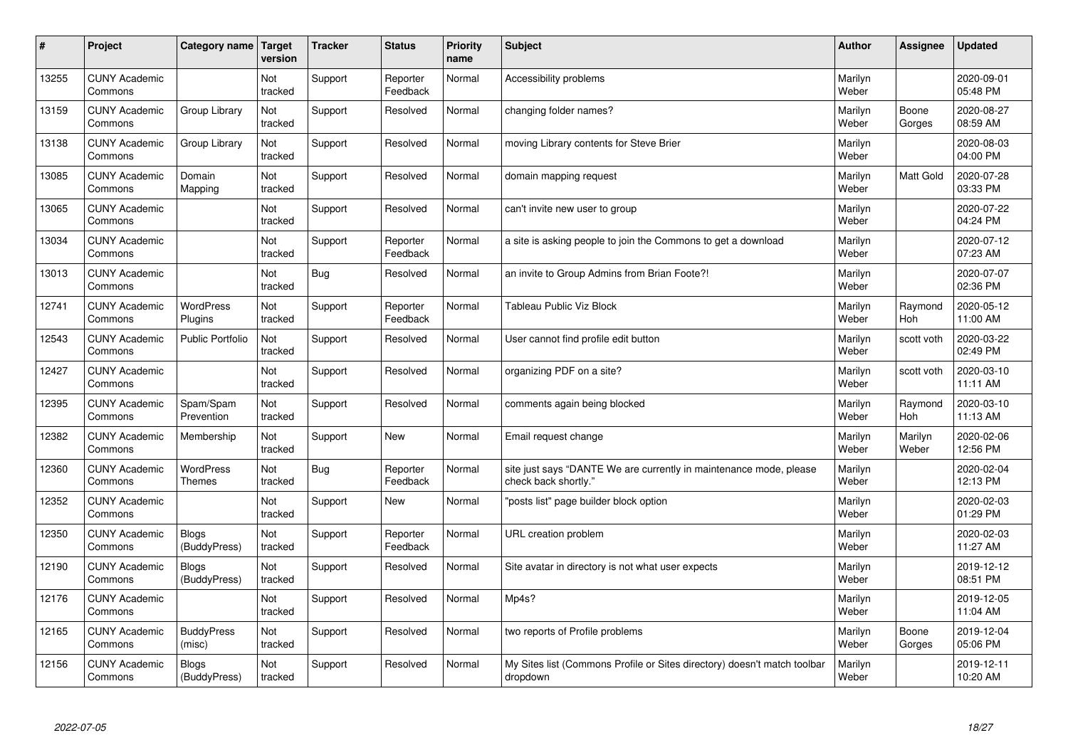| # | Project | Category name | Target version | Tracker | Status | Priority name | Subject | Author | Assignee | Updated |
|---|---|---|---|---|---|---|---|---|---|---|
| 13255 | CUNY Academic Commons | | Not tracked | Support | Reporter Feedback | Normal | Accessibility problems | Marilyn Weber | | 2020-09-01 05:48 PM |
| 13159 | CUNY Academic Commons | Group Library | Not tracked | Support | Resolved | Normal | changing folder names? | Marilyn Weber | Boone Gorges | 2020-08-27 08:59 AM |
| 13138 | CUNY Academic Commons | Group Library | Not tracked | Support | Resolved | Normal | moving Library contents for Steve Brier | Marilyn Weber | | 2020-08-03 04:00 PM |
| 13085 | CUNY Academic Commons | Domain Mapping | Not tracked | Support | Resolved | Normal | domain mapping request | Marilyn Weber | Matt Gold | 2020-07-28 03:33 PM |
| 13065 | CUNY Academic Commons | | Not tracked | Support | Resolved | Normal | can't invite new user to group | Marilyn Weber | | 2020-07-22 04:24 PM |
| 13034 | CUNY Academic Commons | | Not tracked | Support | Reporter Feedback | Normal | a site is asking people to join the Commons to get a download | Marilyn Weber | | 2020-07-12 07:23 AM |
| 13013 | CUNY Academic Commons | | Not tracked | Bug | Resolved | Normal | an invite to Group Admins from Brian Foote?! | Marilyn Weber | | 2020-07-07 02:36 PM |
| 12741 | CUNY Academic Commons | WordPress Plugins | Not tracked | Support | Reporter Feedback | Normal | Tableau Public Viz Block | Marilyn Weber | Raymond Hoh | 2020-05-12 11:00 AM |
| 12543 | CUNY Academic Commons | Public Portfolio | Not tracked | Support | Resolved | Normal | User cannot find profile edit button | Marilyn Weber | scott voth | 2020-03-22 02:49 PM |
| 12427 | CUNY Academic Commons | | Not tracked | Support | Resolved | Normal | organizing PDF on a site? | Marilyn Weber | scott voth | 2020-03-10 11:11 AM |
| 12395 | CUNY Academic Commons | Spam/Spam Prevention | Not tracked | Support | Resolved | Normal | comments again being blocked | Marilyn Weber | Raymond Hoh | 2020-03-10 11:13 AM |
| 12382 | CUNY Academic Commons | Membership | Not tracked | Support | New | Normal | Email request change | Marilyn Weber | Marilyn Weber | 2020-02-06 12:56 PM |
| 12360 | CUNY Academic Commons | WordPress Themes | Not tracked | Bug | Reporter Feedback | Normal | site just says "DANTE We are currently in maintenance mode, please check back shortly." | Marilyn Weber | | 2020-02-04 12:13 PM |
| 12352 | CUNY Academic Commons | | Not tracked | Support | New | Normal | "posts list" page builder block option | Marilyn Weber | | 2020-02-03 01:29 PM |
| 12350 | CUNY Academic Commons | Blogs (BuddyPress) | Not tracked | Support | Reporter Feedback | Normal | URL creation problem | Marilyn Weber | | 2020-02-03 11:27 AM |
| 12190 | CUNY Academic Commons | Blogs (BuddyPress) | Not tracked | Support | Resolved | Normal | Site avatar in directory is not what user expects | Marilyn Weber | | 2019-12-12 08:51 PM |
| 12176 | CUNY Academic Commons | | Not tracked | Support | Resolved | Normal | Mp4s? | Marilyn Weber | | 2019-12-05 11:04 AM |
| 12165 | CUNY Academic Commons | BuddyPress (misc) | Not tracked | Support | Resolved | Normal | two reports of Profile problems | Marilyn Weber | Boone Gorges | 2019-12-04 05:06 PM |
| 12156 | CUNY Academic Commons | Blogs (BuddyPress) | Not tracked | Support | Resolved | Normal | My Sites list (Commons Profile or Sites directory) doesn't match toolbar dropdown | Marilyn Weber | | 2019-12-11 10:20 AM |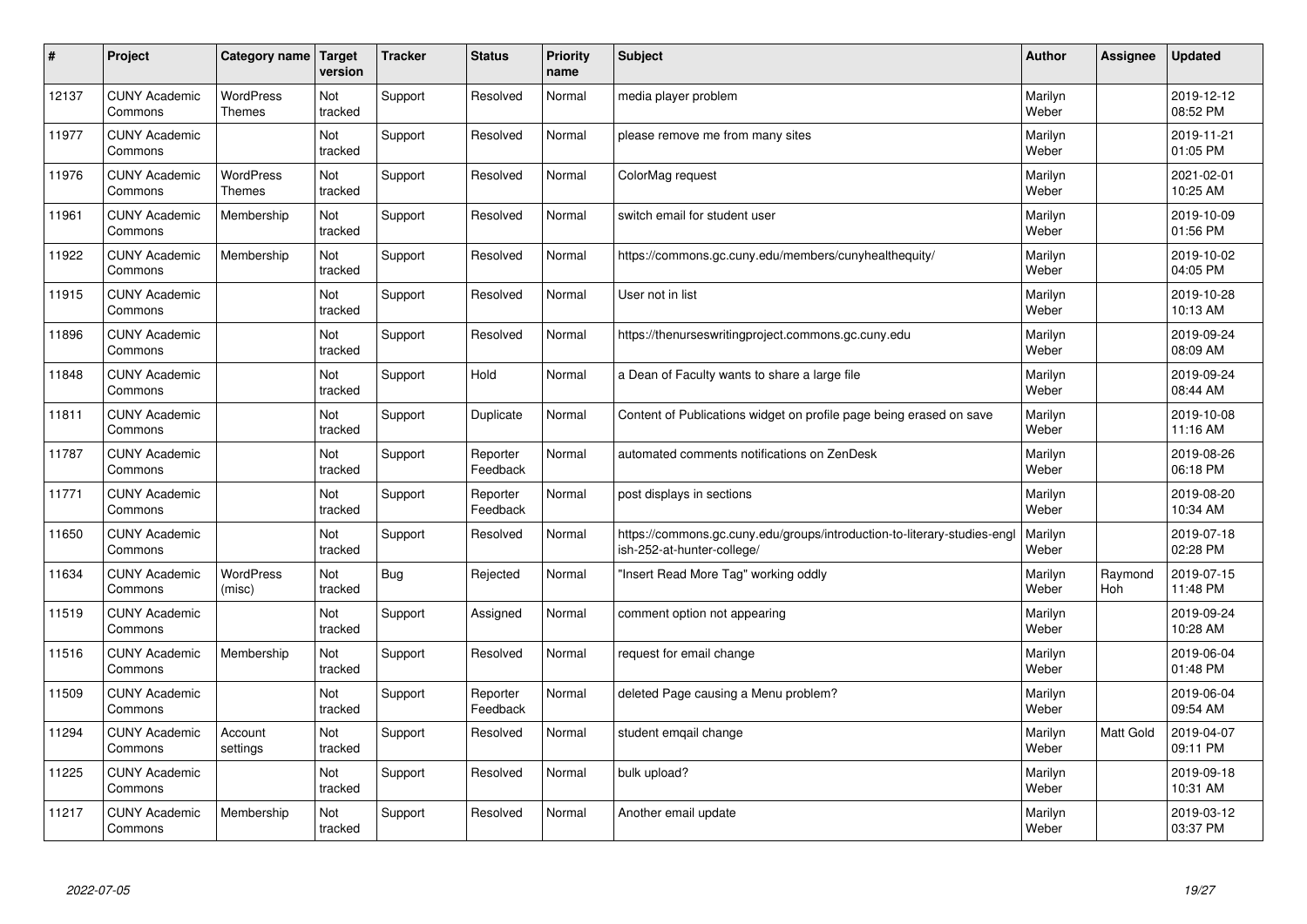| # | Project | Category name | Target version | Tracker | Status | Priority name | Subject | Author | Assignee | Updated |
|---|---|---|---|---|---|---|---|---|---|---|
| 12137 | CUNY Academic Commons | WordPress Themes | Not tracked | Support | Resolved | Normal | media player problem | Marilyn Weber | | 2019-12-12 08:52 PM |
| 11977 | CUNY Academic Commons | | Not tracked | Support | Resolved | Normal | please remove me from many sites | Marilyn Weber | | 2019-11-21 01:05 PM |
| 11976 | CUNY Academic Commons | WordPress Themes | Not tracked | Support | Resolved | Normal | ColorMag request | Marilyn Weber | | 2021-02-01 10:25 AM |
| 11961 | CUNY Academic Commons | Membership | Not tracked | Support | Resolved | Normal | switch email for student user | Marilyn Weber | | 2019-10-09 01:56 PM |
| 11922 | CUNY Academic Commons | Membership | Not tracked | Support | Resolved | Normal | https://commons.gc.cuny.edu/members/cunyhealthequity/ | Marilyn Weber | | 2019-10-02 04:05 PM |
| 11915 | CUNY Academic Commons | | Not tracked | Support | Resolved | Normal | User not in list | Marilyn Weber | | 2019-10-28 10:13 AM |
| 11896 | CUNY Academic Commons | | Not tracked | Support | Resolved | Normal | https://thenurseswritingproject.commons.gc.cuny.edu | Marilyn Weber | | 2019-09-24 08:09 AM |
| 11848 | CUNY Academic Commons | | Not tracked | Support | Hold | Normal | a Dean of Faculty wants to share a large file | Marilyn Weber | | 2019-09-24 08:44 AM |
| 11811 | CUNY Academic Commons | | Not tracked | Support | Duplicate | Normal | Content of Publications widget on profile page being erased on save | Marilyn Weber | | 2019-10-08 11:16 AM |
| 11787 | CUNY Academic Commons | | Not tracked | Support | Reporter Feedback | Normal | automated comments notifications on ZenDesk | Marilyn Weber | | 2019-08-26 06:18 PM |
| 11771 | CUNY Academic Commons | | Not tracked | Support | Reporter Feedback | Normal | post displays in sections | Marilyn Weber | | 2019-08-20 10:34 AM |
| 11650 | CUNY Academic Commons | | Not tracked | Support | Resolved | Normal | https://commons.gc.cuny.edu/groups/introduction-to-literary-studies-english-252-at-hunter-college/ | Marilyn Weber | | 2019-07-18 02:28 PM |
| 11634 | CUNY Academic Commons | WordPress (misc) | Not tracked | Bug | Rejected | Normal | "Insert Read More Tag" working oddly | Marilyn Weber | Raymond Hoh | 2019-07-15 11:48 PM |
| 11519 | CUNY Academic Commons | | Not tracked | Support | Assigned | Normal | comment option not appearing | Marilyn Weber | | 2019-09-24 10:28 AM |
| 11516 | CUNY Academic Commons | Membership | Not tracked | Support | Resolved | Normal | request for email change | Marilyn Weber | | 2019-06-04 01:48 PM |
| 11509 | CUNY Academic Commons | | Not tracked | Support | Reporter Feedback | Normal | deleted Page causing a Menu problem? | Marilyn Weber | | 2019-06-04 09:54 AM |
| 11294 | CUNY Academic Commons | Account settings | Not tracked | Support | Resolved | Normal | student emqail change | Marilyn Weber | Matt Gold | 2019-04-07 09:11 PM |
| 11225 | CUNY Academic Commons | | Not tracked | Support | Resolved | Normal | bulk upload? | Marilyn Weber | | 2019-09-18 10:31 AM |
| 11217 | CUNY Academic Commons | Membership | Not tracked | Support | Resolved | Normal | Another email update | Marilyn Weber | | 2019-03-12 03:37 PM |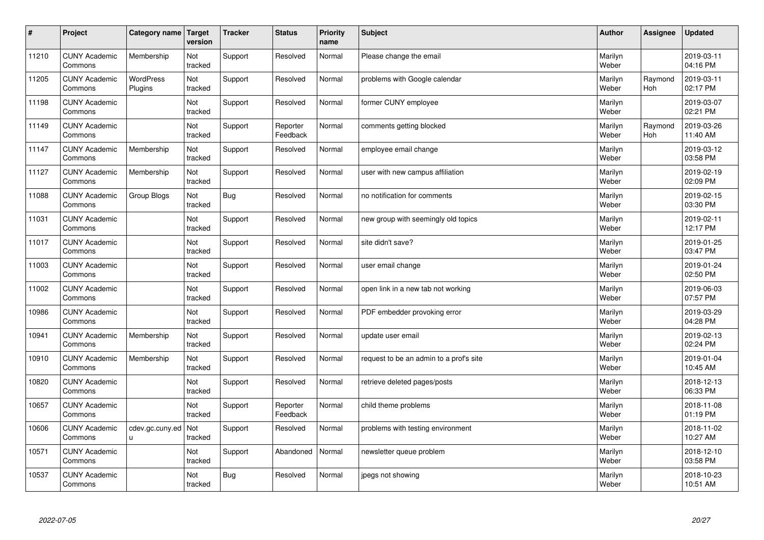| # | Project | Category name | Target version | Tracker | Status | Priority name | Subject | Author | Assignee | Updated |
|---|---|---|---|---|---|---|---|---|---|---|
| 11210 | CUNY Academic Commons | Membership | Not tracked | Support | Resolved | Normal | Please change the email | Marilyn Weber | | 2019-03-11 04:16 PM |
| 11205 | CUNY Academic Commons | WordPress Plugins | Not tracked | Support | Resolved | Normal | problems with Google calendar | Marilyn Weber | Raymond Hoh | 2019-03-11 02:17 PM |
| 11198 | CUNY Academic Commons | | Not tracked | Support | Resolved | Normal | former CUNY employee | Marilyn Weber | | 2019-03-07 02:21 PM |
| 11149 | CUNY Academic Commons | | Not tracked | Support | Reporter Feedback | Normal | comments getting blocked | Marilyn Weber | Raymond Hoh | 2019-03-26 11:40 AM |
| 11147 | CUNY Academic Commons | Membership | Not tracked | Support | Resolved | Normal | employee email change | Marilyn Weber | | 2019-03-12 03:58 PM |
| 11127 | CUNY Academic Commons | Membership | Not tracked | Support | Resolved | Normal | user with new campus affiliation | Marilyn Weber | | 2019-02-19 02:09 PM |
| 11088 | CUNY Academic Commons | Group Blogs | Not tracked | Bug | Resolved | Normal | no notification for comments | Marilyn Weber | | 2019-02-15 03:30 PM |
| 11031 | CUNY Academic Commons | | Not tracked | Support | Resolved | Normal | new group with seemingly old topics | Marilyn Weber | | 2019-02-11 12:17 PM |
| 11017 | CUNY Academic Commons | | Not tracked | Support | Resolved | Normal | site didn't save? | Marilyn Weber | | 2019-01-25 03:47 PM |
| 11003 | CUNY Academic Commons | | Not tracked | Support | Resolved | Normal | user email change | Marilyn Weber | | 2019-01-24 02:50 PM |
| 11002 | CUNY Academic Commons | | Not tracked | Support | Resolved | Normal | open link in a new tab not working | Marilyn Weber | | 2019-06-03 07:57 PM |
| 10986 | CUNY Academic Commons | | Not tracked | Support | Resolved | Normal | PDF embedder provoking error | Marilyn Weber | | 2019-03-29 04:28 PM |
| 10941 | CUNY Academic Commons | Membership | Not tracked | Support | Resolved | Normal | update user email | Marilyn Weber | | 2019-02-13 02:24 PM |
| 10910 | CUNY Academic Commons | Membership | Not tracked | Support | Resolved | Normal | request to be an admin to a prof's site | Marilyn Weber | | 2019-01-04 10:45 AM |
| 10820 | CUNY Academic Commons | | Not tracked | Support | Resolved | Normal | retrieve deleted pages/posts | Marilyn Weber | | 2018-12-13 06:33 PM |
| 10657 | CUNY Academic Commons | | Not tracked | Support | Reporter Feedback | Normal | child theme problems | Marilyn Weber | | 2018-11-08 01:19 PM |
| 10606 | CUNY Academic Commons | cdev.gc.cuny.edu | Not tracked | Support | Resolved | Normal | problems with testing environment | Marilyn Weber | | 2018-11-02 10:27 AM |
| 10571 | CUNY Academic Commons | | Not tracked | Support | Abandoned | Normal | newsletter queue problem | Marilyn Weber | | 2018-12-10 03:58 PM |
| 10537 | CUNY Academic Commons | | Not tracked | Bug | Resolved | Normal | jpegs not showing | Marilyn Weber | | 2018-10-23 10:51 AM |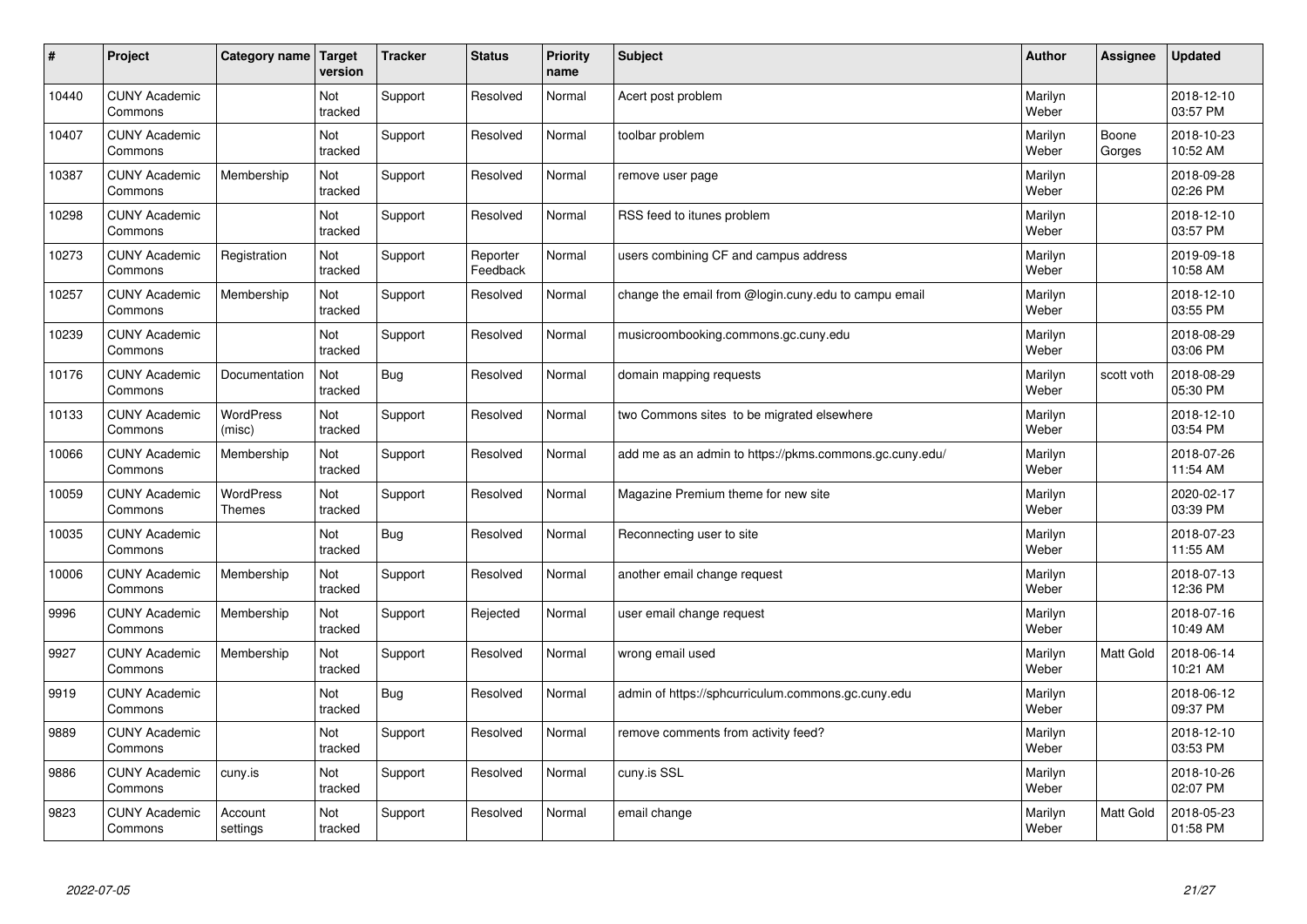| # | Project | Category name | Target version | Tracker | Status | Priority name | Subject | Author | Assignee | Updated |
|---|---|---|---|---|---|---|---|---|---|---|
| 10440 | CUNY Academic Commons | | Not tracked | Support | Resolved | Normal | Acert post problem | Marilyn Weber | | 2018-12-10 03:57 PM |
| 10407 | CUNY Academic Commons | | Not tracked | Support | Resolved | Normal | toolbar problem | Marilyn Weber | Boone Gorges | 2018-10-23 10:52 AM |
| 10387 | CUNY Academic Commons | Membership | Not tracked | Support | Resolved | Normal | remove user page | Marilyn Weber | | 2018-09-28 02:26 PM |
| 10298 | CUNY Academic Commons | | Not tracked | Support | Resolved | Normal | RSS feed to itunes problem | Marilyn Weber | | 2018-12-10 03:57 PM |
| 10273 | CUNY Academic Commons | Registration | Not tracked | Support | Reporter Feedback | Normal | users combining CF and campus address | Marilyn Weber | | 2019-09-18 10:58 AM |
| 10257 | CUNY Academic Commons | Membership | Not tracked | Support | Resolved | Normal | change the email from @login.cuny.edu to campu email | Marilyn Weber | | 2018-12-10 03:55 PM |
| 10239 | CUNY Academic Commons | | Not tracked | Support | Resolved | Normal | musicroombooking.commons.gc.cuny.edu | Marilyn Weber | | 2018-08-29 03:06 PM |
| 10176 | CUNY Academic Commons | Documentation | Not tracked | Bug | Resolved | Normal | domain mapping requests | Marilyn Weber | scott voth | 2018-08-29 05:30 PM |
| 10133 | CUNY Academic Commons | WordPress (misc) | Not tracked | Support | Resolved | Normal | two Commons sites to be migrated elsewhere | Marilyn Weber | | 2018-12-10 03:54 PM |
| 10066 | CUNY Academic Commons | Membership | Not tracked | Support | Resolved | Normal | add me as an admin to https://pkms.commons.gc.cuny.edu/ | Marilyn Weber | | 2018-07-26 11:54 AM |
| 10059 | CUNY Academic Commons | WordPress Themes | Not tracked | Support | Resolved | Normal | Magazine Premium theme for new site | Marilyn Weber | | 2020-02-17 03:39 PM |
| 10035 | CUNY Academic Commons | | Not tracked | Bug | Resolved | Normal | Reconnecting user to site | Marilyn Weber | | 2018-07-23 11:55 AM |
| 10006 | CUNY Academic Commons | Membership | Not tracked | Support | Resolved | Normal | another email change request | Marilyn Weber | | 2018-07-13 12:36 PM |
| 9996 | CUNY Academic Commons | Membership | Not tracked | Support | Rejected | Normal | user email change request | Marilyn Weber | | 2018-07-16 10:49 AM |
| 9927 | CUNY Academic Commons | Membership | Not tracked | Support | Resolved | Normal | wrong email used | Marilyn Weber | Matt Gold | 2018-06-14 10:21 AM |
| 9919 | CUNY Academic Commons | | Not tracked | Bug | Resolved | Normal | admin of https://sphcurriculum.commons.gc.cuny.edu | Marilyn Weber | | 2018-06-12 09:37 PM |
| 9889 | CUNY Academic Commons | | Not tracked | Support | Resolved | Normal | remove comments from activity feed? | Marilyn Weber | | 2018-12-10 03:53 PM |
| 9886 | CUNY Academic Commons | cuny.is | Not tracked | Support | Resolved | Normal | cuny.is SSL | Marilyn Weber | | 2018-10-26 02:07 PM |
| 9823 | CUNY Academic Commons | Account settings | Not tracked | Support | Resolved | Normal | email change | Marilyn Weber | Matt Gold | 2018-05-23 01:58 PM |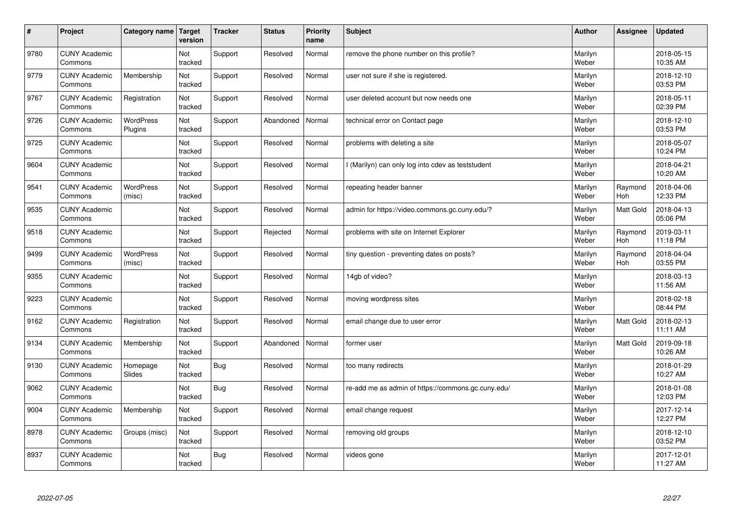| # | Project | Category name | Target version | Tracker | Status | Priority name | Subject | Author | Assignee | Updated |
|---|---|---|---|---|---|---|---|---|---|---|
| 9780 | CUNY Academic Commons | | Not tracked | Support | Resolved | Normal | remove the phone number on this profile? | Marilyn Weber | | 2018-05-15 10:35 AM |
| 9779 | CUNY Academic Commons | Membership | Not tracked | Support | Resolved | Normal | user not sure if she is registered. | Marilyn Weber | | 2018-12-10 03:53 PM |
| 9767 | CUNY Academic Commons | Registration | Not tracked | Support | Resolved | Normal | user deleted account but now needs one | Marilyn Weber | | 2018-05-11 02:39 PM |
| 9726 | CUNY Academic Commons | WordPress Plugins | Not tracked | Support | Abandoned | Normal | technical error on Contact page | Marilyn Weber | | 2018-12-10 03:53 PM |
| 9725 | CUNY Academic Commons | | Not tracked | Support | Resolved | Normal | problems with deleting a site | Marilyn Weber | | 2018-05-07 10:24 PM |
| 9604 | CUNY Academic Commons | | Not tracked | Support | Resolved | Normal | I (Marilyn) can only log into cdev as teststudent | Marilyn Weber | | 2018-04-21 10:20 AM |
| 9541 | CUNY Academic Commons | WordPress (misc) | Not tracked | Support | Resolved | Normal | repeating header banner | Marilyn Weber | Raymond Hoh | 2018-04-06 12:33 PM |
| 9535 | CUNY Academic Commons | | Not tracked | Support | Resolved | Normal | admin for https://video.commons.gc.cuny.edu/? | Marilyn Weber | Matt Gold | 2018-04-13 05:06 PM |
| 9518 | CUNY Academic Commons | | Not tracked | Support | Rejected | Normal | problems with site on Internet Explorer | Marilyn Weber | Raymond Hoh | 2019-03-11 11:18 PM |
| 9499 | CUNY Academic Commons | WordPress (misc) | Not tracked | Support | Resolved | Normal | tiny question - preventing dates on posts? | Marilyn Weber | Raymond Hoh | 2018-04-04 03:55 PM |
| 9355 | CUNY Academic Commons | | Not tracked | Support | Resolved | Normal | 14gb of video? | Marilyn Weber | | 2018-03-13 11:56 AM |
| 9223 | CUNY Academic Commons | | Not tracked | Support | Resolved | Normal | moving wordpress sites | Marilyn Weber | | 2018-02-18 08:44 PM |
| 9162 | CUNY Academic Commons | Registration | Not tracked | Support | Resolved | Normal | email change due to user error | Marilyn Weber | Matt Gold | 2018-02-13 11:11 AM |
| 9134 | CUNY Academic Commons | Membership | Not tracked | Support | Abandoned | Normal | former user | Marilyn Weber | Matt Gold | 2019-09-18 10:26 AM |
| 9130 | CUNY Academic Commons | Homepage Slides | Not tracked | Bug | Resolved | Normal | too many redirects | Marilyn Weber | | 2018-01-29 10:27 AM |
| 9062 | CUNY Academic Commons | | Not tracked | Bug | Resolved | Normal | re-add me as admin of https://commons.gc.cuny.edu/ | Marilyn Weber | | 2018-01-08 12:03 PM |
| 9004 | CUNY Academic Commons | Membership | Not tracked | Support | Resolved | Normal | email change request | Marilyn Weber | | 2017-12-14 12:27 PM |
| 8978 | CUNY Academic Commons | Groups (misc) | Not tracked | Support | Resolved | Normal | removing old groups | Marilyn Weber | | 2018-12-10 03:52 PM |
| 8937 | CUNY Academic Commons | | Not tracked | Bug | Resolved | Normal | videos gone | Marilyn Weber | | 2017-12-01 11:27 AM |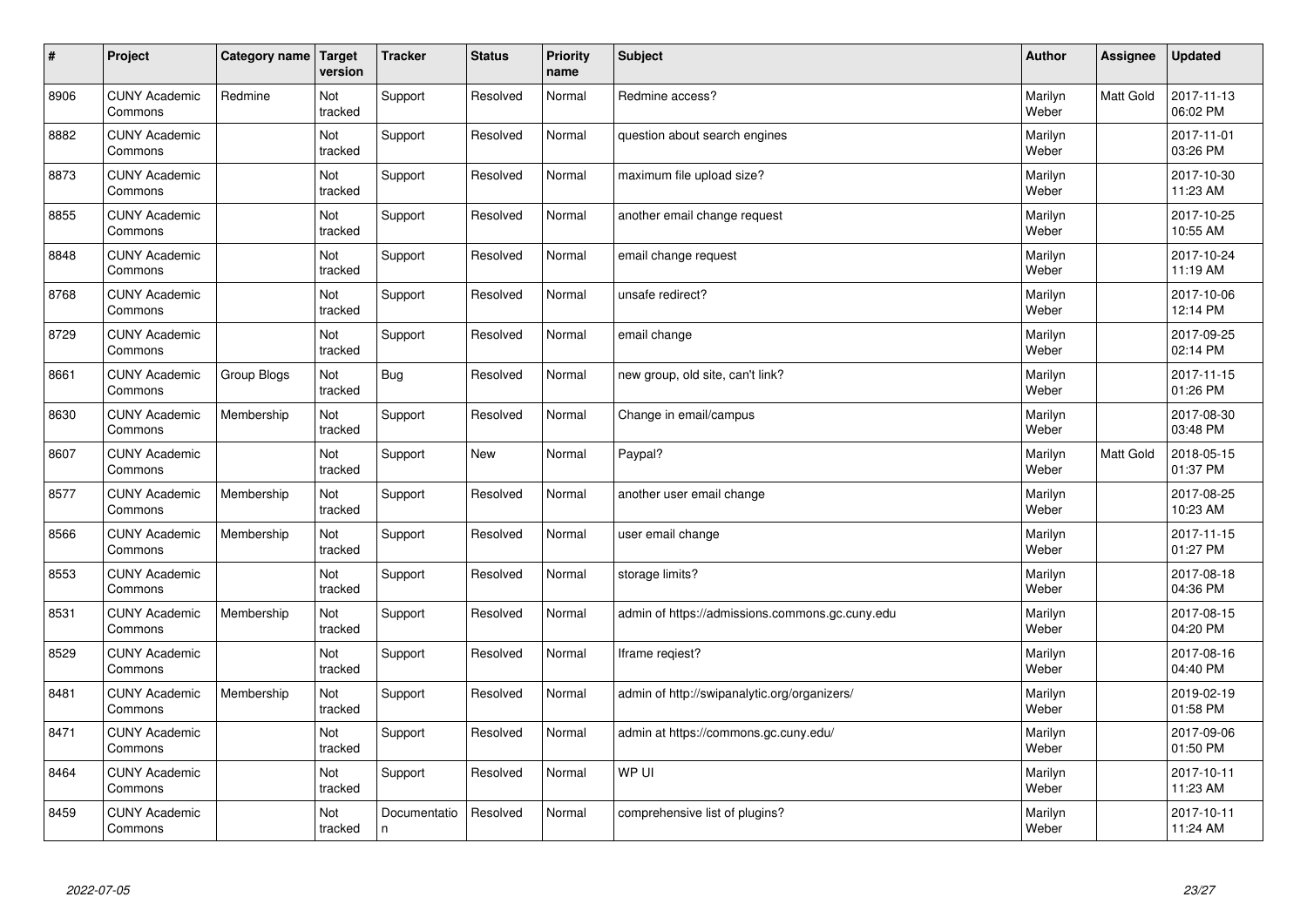| # | Project | Category name | Target version | Tracker | Status | Priority name | Subject | Author | Assignee | Updated |
|---|---|---|---|---|---|---|---|---|---|---|
| 8906 | CUNY Academic Commons | Redmine | Not tracked | Support | Resolved | Normal | Redmine access? | Marilyn Weber | Matt Gold | 2017-11-13 06:02 PM |
| 8882 | CUNY Academic Commons | | Not tracked | Support | Resolved | Normal | question about search engines | Marilyn Weber | | 2017-11-01 03:26 PM |
| 8873 | CUNY Academic Commons | | Not tracked | Support | Resolved | Normal | maximum file upload size? | Marilyn Weber | | 2017-10-30 11:23 AM |
| 8855 | CUNY Academic Commons | | Not tracked | Support | Resolved | Normal | another email change request | Marilyn Weber | | 2017-10-25 10:55 AM |
| 8848 | CUNY Academic Commons | | Not tracked | Support | Resolved | Normal | email change request | Marilyn Weber | | 2017-10-24 11:19 AM |
| 8768 | CUNY Academic Commons | | Not tracked | Support | Resolved | Normal | unsafe redirect? | Marilyn Weber | | 2017-10-06 12:14 PM |
| 8729 | CUNY Academic Commons | | Not tracked | Support | Resolved | Normal | email change | Marilyn Weber | | 2017-09-25 02:14 PM |
| 8661 | CUNY Academic Commons | Group Blogs | Not tracked | Bug | Resolved | Normal | new group, old site, can't link? | Marilyn Weber | | 2017-11-15 01:26 PM |
| 8630 | CUNY Academic Commons | Membership | Not tracked | Support | Resolved | Normal | Change in email/campus | Marilyn Weber | | 2017-08-30 03:48 PM |
| 8607 | CUNY Academic Commons | | Not tracked | Support | New | Normal | Paypal? | Marilyn Weber | Matt Gold | 2018-05-15 01:37 PM |
| 8577 | CUNY Academic Commons | Membership | Not tracked | Support | Resolved | Normal | another user email change | Marilyn Weber | | 2017-08-25 10:23 AM |
| 8566 | CUNY Academic Commons | Membership | Not tracked | Support | Resolved | Normal | user email change | Marilyn Weber | | 2017-11-15 01:27 PM |
| 8553 | CUNY Academic Commons | | Not tracked | Support | Resolved | Normal | storage limits? | Marilyn Weber | | 2017-08-18 04:36 PM |
| 8531 | CUNY Academic Commons | Membership | Not tracked | Support | Resolved | Normal | admin of https://admissions.commons.gc.cuny.edu | Marilyn Weber | | 2017-08-15 04:20 PM |
| 8529 | CUNY Academic Commons | | Not tracked | Support | Resolved | Normal | Iframe reqiest? | Marilyn Weber | | 2017-08-16 04:40 PM |
| 8481 | CUNY Academic Commons | Membership | Not tracked | Support | Resolved | Normal | admin of http://swipanalytic.org/organizers/ | Marilyn Weber | | 2019-02-19 01:58 PM |
| 8471 | CUNY Academic Commons | | Not tracked | Support | Resolved | Normal | admin at https://commons.gc.cuny.edu/ | Marilyn Weber | | 2017-09-06 01:50 PM |
| 8464 | CUNY Academic Commons | | Not tracked | Support | Resolved | Normal | WP UI | Marilyn Weber | | 2017-10-11 11:23 AM |
| 8459 | CUNY Academic Commons | | Not tracked | Documentation | Resolved | Normal | comprehensive list of plugins? | Marilyn Weber | | 2017-10-11 11:24 AM |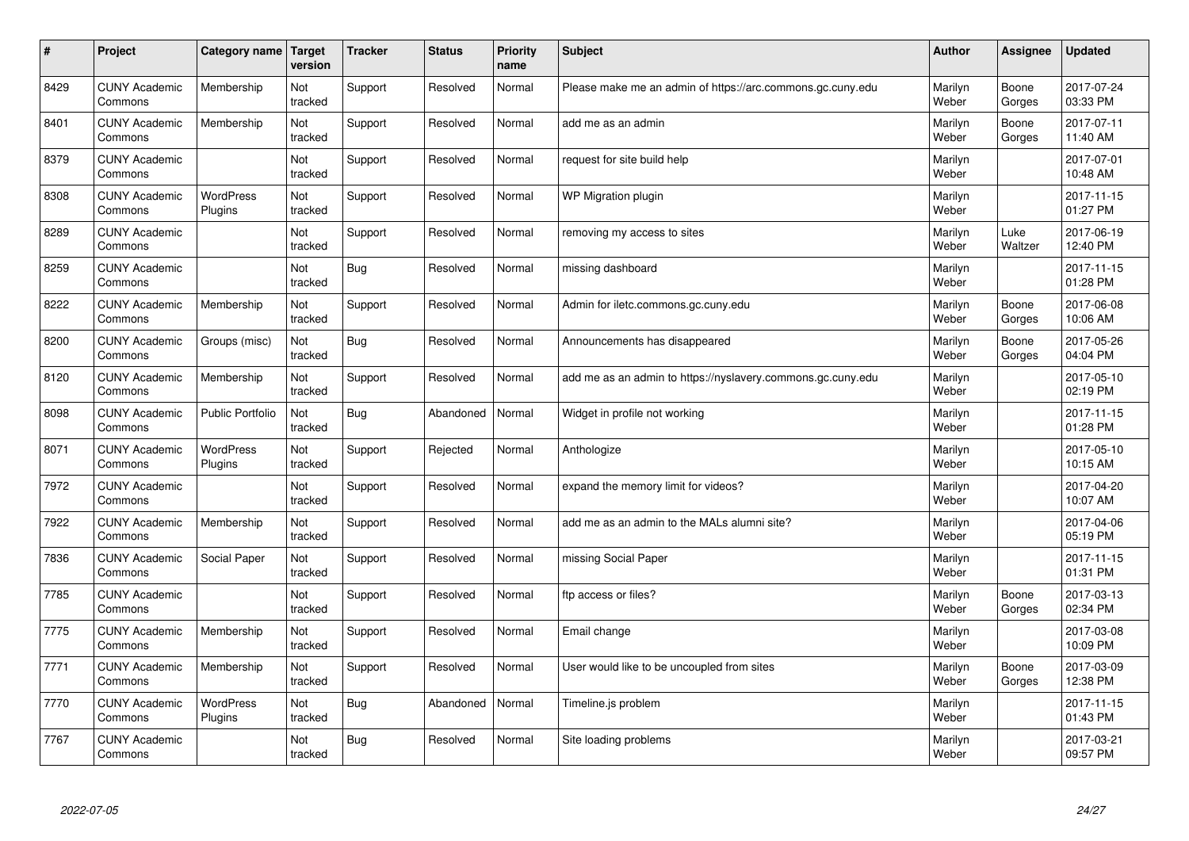| # | Project | Category name | Target version | Tracker | Status | Priority name | Subject | Author | Assignee | Updated |
|---|---|---|---|---|---|---|---|---|---|---|
| 8429 | CUNY Academic Commons | Membership | Not tracked | Support | Resolved | Normal | Please make me an admin of https://arc.commons.gc.cuny.edu | Marilyn Weber | Boone Gorges | 2017-07-24 03:33 PM |
| 8401 | CUNY Academic Commons | Membership | Not tracked | Support | Resolved | Normal | add me as an admin | Marilyn Weber | Boone Gorges | 2017-07-11 11:40 AM |
| 8379 | CUNY Academic Commons | | Not tracked | Support | Resolved | Normal | request for site build help | Marilyn Weber | | 2017-07-01 10:48 AM |
| 8308 | CUNY Academic Commons | WordPress Plugins | Not tracked | Support | Resolved | Normal | WP Migration plugin | Marilyn Weber | | 2017-11-15 01:27 PM |
| 8289 | CUNY Academic Commons | | Not tracked | Support | Resolved | Normal | removing my access to sites | Marilyn Weber | Luke Waltzer | 2017-06-19 12:40 PM |
| 8259 | CUNY Academic Commons | | Not tracked | Bug | Resolved | Normal | missing dashboard | Marilyn Weber | | 2017-11-15 01:28 PM |
| 8222 | CUNY Academic Commons | Membership | Not tracked | Support | Resolved | Normal | Admin for iletc.commons.gc.cuny.edu | Marilyn Weber | Boone Gorges | 2017-06-08 10:06 AM |
| 8200 | CUNY Academic Commons | Groups (misc) | Not tracked | Bug | Resolved | Normal | Announcements has disappeared | Marilyn Weber | Boone Gorges | 2017-05-26 04:04 PM |
| 8120 | CUNY Academic Commons | Membership | Not tracked | Support | Resolved | Normal | add me as an admin to https://nyslavery.commons.gc.cuny.edu | Marilyn Weber | | 2017-05-10 02:19 PM |
| 8098 | CUNY Academic Commons | Public Portfolio | Not tracked | Bug | Abandoned | Normal | Widget in profile not working | Marilyn Weber | | 2017-11-15 01:28 PM |
| 8071 | CUNY Academic Commons | WordPress Plugins | Not tracked | Support | Rejected | Normal | Anthologize | Marilyn Weber | | 2017-05-10 10:15 AM |
| 7972 | CUNY Academic Commons | | Not tracked | Support | Resolved | Normal | expand the memory limit for videos? | Marilyn Weber | | 2017-04-20 10:07 AM |
| 7922 | CUNY Academic Commons | Membership | Not tracked | Support | Resolved | Normal | add me as an admin to the MALs alumni site? | Marilyn Weber | | 2017-04-06 05:19 PM |
| 7836 | CUNY Academic Commons | Social Paper | Not tracked | Support | Resolved | Normal | missing Social Paper | Marilyn Weber | | 2017-11-15 01:31 PM |
| 7785 | CUNY Academic Commons | | Not tracked | Support | Resolved | Normal | ftp access or files? | Marilyn Weber | Boone Gorges | 2017-03-13 02:34 PM |
| 7775 | CUNY Academic Commons | Membership | Not tracked | Support | Resolved | Normal | Email change | Marilyn Weber | | 2017-03-08 10:09 PM |
| 7771 | CUNY Academic Commons | Membership | Not tracked | Support | Resolved | Normal | User would like to be uncoupled from sites | Marilyn Weber | Boone Gorges | 2017-03-09 12:38 PM |
| 7770 | CUNY Academic Commons | WordPress Plugins | Not tracked | Bug | Abandoned | Normal | Timeline.js problem | Marilyn Weber | | 2017-11-15 01:43 PM |
| 7767 | CUNY Academic Commons | | Not tracked | Bug | Resolved | Normal | Site loading problems | Marilyn Weber | | 2017-03-21 09:57 PM |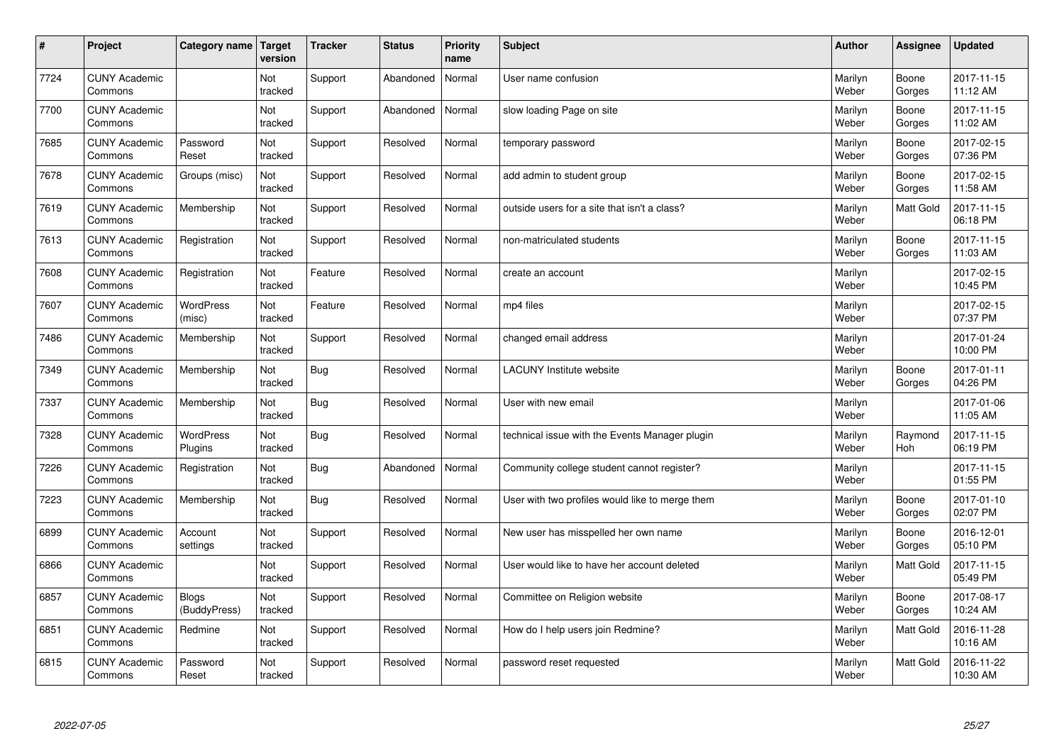| # | Project | Category name | Target version | Tracker | Status | Priority name | Subject | Author | Assignee | Updated |
|---|---|---|---|---|---|---|---|---|---|---|
| 7724 | CUNY Academic Commons | | Not tracked | Support | Abandoned | Normal | User name confusion | Marilyn Weber | Boone Gorges | 2017-11-15 11:12 AM |
| 7700 | CUNY Academic Commons | | Not tracked | Support | Abandoned | Normal | slow loading Page on site | Marilyn Weber | Boone Gorges | 2017-11-15 11:02 AM |
| 7685 | CUNY Academic Commons | Password Reset | Not tracked | Support | Resolved | Normal | temporary password | Marilyn Weber | Boone Gorges | 2017-02-15 07:36 PM |
| 7678 | CUNY Academic Commons | Groups (misc) | Not tracked | Support | Resolved | Normal | add admin to student group | Marilyn Weber | Boone Gorges | 2017-02-15 11:58 AM |
| 7619 | CUNY Academic Commons | Membership | Not tracked | Support | Resolved | Normal | outside users for a site that isn't a class? | Marilyn Weber | Matt Gold | 2017-11-15 06:18 PM |
| 7613 | CUNY Academic Commons | Registration | Not tracked | Support | Resolved | Normal | non-matriculated students | Marilyn Weber | Boone Gorges | 2017-11-15 11:03 AM |
| 7608 | CUNY Academic Commons | Registration | Not tracked | Feature | Resolved | Normal | create an account | Marilyn Weber | | 2017-02-15 10:45 PM |
| 7607 | CUNY Academic Commons | WordPress (misc) | Not tracked | Feature | Resolved | Normal | mp4 files | Marilyn Weber | | 2017-02-15 07:37 PM |
| 7486 | CUNY Academic Commons | Membership | Not tracked | Support | Resolved | Normal | changed email address | Marilyn Weber | | 2017-01-24 10:00 PM |
| 7349 | CUNY Academic Commons | Membership | Not tracked | Bug | Resolved | Normal | LACUNY Institute website | Marilyn Weber | Boone Gorges | 2017-01-11 04:26 PM |
| 7337 | CUNY Academic Commons | Membership | Not tracked | Bug | Resolved | Normal | User with new email | Marilyn Weber | | 2017-01-06 11:05 AM |
| 7328 | CUNY Academic Commons | WordPress Plugins | Not tracked | Bug | Resolved | Normal | technical issue with the Events Manager plugin | Marilyn Weber | Raymond Hoh | 2017-11-15 06:19 PM |
| 7226 | CUNY Academic Commons | Registration | Not tracked | Bug | Abandoned | Normal | Community college student cannot register? | Marilyn Weber | | 2017-11-15 01:55 PM |
| 7223 | CUNY Academic Commons | Membership | Not tracked | Bug | Resolved | Normal | User with two profiles would like to merge them | Marilyn Weber | Boone Gorges | 2017-01-10 02:07 PM |
| 6899 | CUNY Academic Commons | Account settings | Not tracked | Support | Resolved | Normal | New user has misspelled her own name | Marilyn Weber | Boone Gorges | 2016-12-01 05:10 PM |
| 6866 | CUNY Academic Commons | | Not tracked | Support | Resolved | Normal | User would like to have her account deleted | Marilyn Weber | Matt Gold | 2017-11-15 05:49 PM |
| 6857 | CUNY Academic Commons | Blogs (BuddyPress) | Not tracked | Support | Resolved | Normal | Committee on Religion website | Marilyn Weber | Boone Gorges | 2017-08-17 10:24 AM |
| 6851 | CUNY Academic Commons | Redmine | Not tracked | Support | Resolved | Normal | How do I help users join Redmine? | Marilyn Weber | Matt Gold | 2016-11-28 10:16 AM |
| 6815 | CUNY Academic Commons | Password Reset | Not tracked | Support | Resolved | Normal | password reset requested | Marilyn Weber | Matt Gold | 2016-11-22 10:30 AM |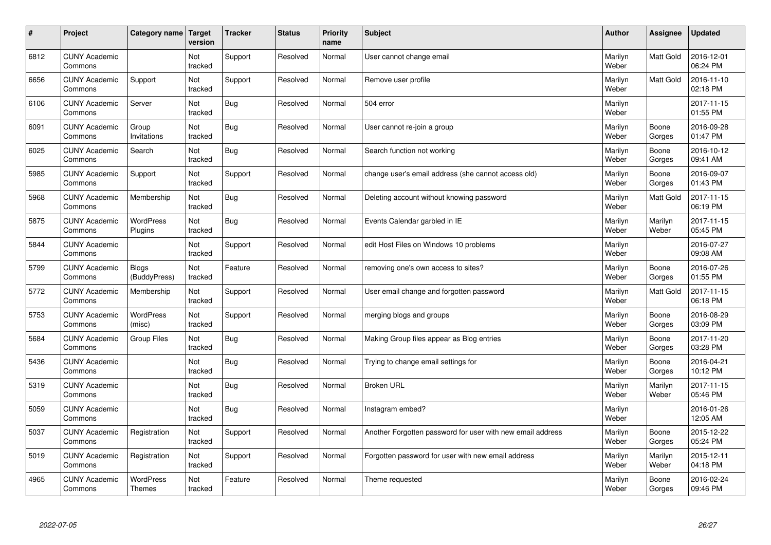| # | Project | Category name | Target version | Tracker | Status | Priority name | Subject | Author | Assignee | Updated |
|---|---|---|---|---|---|---|---|---|---|---|
| 6812 | CUNY Academic Commons | | Not tracked | Support | Resolved | Normal | User cannot change email | Marilyn Weber | Matt Gold | 2016-12-01 06:24 PM |
| 6656 | CUNY Academic Commons | Support | Not tracked | Support | Resolved | Normal | Remove user profile | Marilyn Weber | Matt Gold | 2016-11-10 02:18 PM |
| 6106 | CUNY Academic Commons | Server | Not tracked | Bug | Resolved | Normal | 504 error | Marilyn Weber | | 2017-11-15 01:55 PM |
| 6091 | CUNY Academic Commons | Group Invitations | Not tracked | Bug | Resolved | Normal | User cannot re-join a group | Marilyn Weber | Boone Gorges | 2016-09-28 01:47 PM |
| 6025 | CUNY Academic Commons | Search | Not tracked | Bug | Resolved | Normal | Search function not working | Marilyn Weber | Boone Gorges | 2016-10-12 09:41 AM |
| 5985 | CUNY Academic Commons | Support | Not tracked | Support | Resolved | Normal | change user's email address (she cannot access old) | Marilyn Weber | Boone Gorges | 2016-09-07 01:43 PM |
| 5968 | CUNY Academic Commons | Membership | Not tracked | Bug | Resolved | Normal | Deleting account without knowing password | Marilyn Weber | Matt Gold | 2017-11-15 06:19 PM |
| 5875 | CUNY Academic Commons | WordPress Plugins | Not tracked | Bug | Resolved | Normal | Events Calendar garbled in IE | Marilyn Weber | Marilyn Weber | 2017-11-15 05:45 PM |
| 5844 | CUNY Academic Commons | | Not tracked | Support | Resolved | Normal | edit Host Files on Windows 10 problems | Marilyn Weber | | 2016-07-27 09:08 AM |
| 5799 | CUNY Academic Commons | Blogs (BuddyPress) | Not tracked | Feature | Resolved | Normal | removing one's own access to sites? | Marilyn Weber | Boone Gorges | 2016-07-26 01:55 PM |
| 5772 | CUNY Academic Commons | Membership | Not tracked | Support | Resolved | Normal | User email change and forgotten password | Marilyn Weber | Matt Gold | 2017-11-15 06:18 PM |
| 5753 | CUNY Academic Commons | WordPress (misc) | Not tracked | Support | Resolved | Normal | merging blogs and groups | Marilyn Weber | Boone Gorges | 2016-08-29 03:09 PM |
| 5684 | CUNY Academic Commons | Group Files | Not tracked | Bug | Resolved | Normal | Making Group files appear as Blog entries | Marilyn Weber | Boone Gorges | 2017-11-20 03:28 PM |
| 5436 | CUNY Academic Commons | | Not tracked | Bug | Resolved | Normal | Trying to change email settings for | Marilyn Weber | Boone Gorges | 2016-04-21 10:12 PM |
| 5319 | CUNY Academic Commons | | Not tracked | Bug | Resolved | Normal | Broken URL | Marilyn Weber | Marilyn Weber | 2017-11-15 05:46 PM |
| 5059 | CUNY Academic Commons | | Not tracked | Bug | Resolved | Normal | Instagram embed? | Marilyn Weber | | 2016-01-26 12:05 AM |
| 5037 | CUNY Academic Commons | Registration | Not tracked | Support | Resolved | Normal | Another Forgotten password for user with new email address | Marilyn Weber | Boone Gorges | 2015-12-22 05:24 PM |
| 5019 | CUNY Academic Commons | Registration | Not tracked | Support | Resolved | Normal | Forgotten password for user with new email address | Marilyn Weber | Marilyn Weber | 2015-12-11 04:18 PM |
| 4965 | CUNY Academic Commons | WordPress Themes | Not tracked | Feature | Resolved | Normal | Theme requested | Marilyn Weber | Boone Gorges | 2016-02-24 09:46 PM |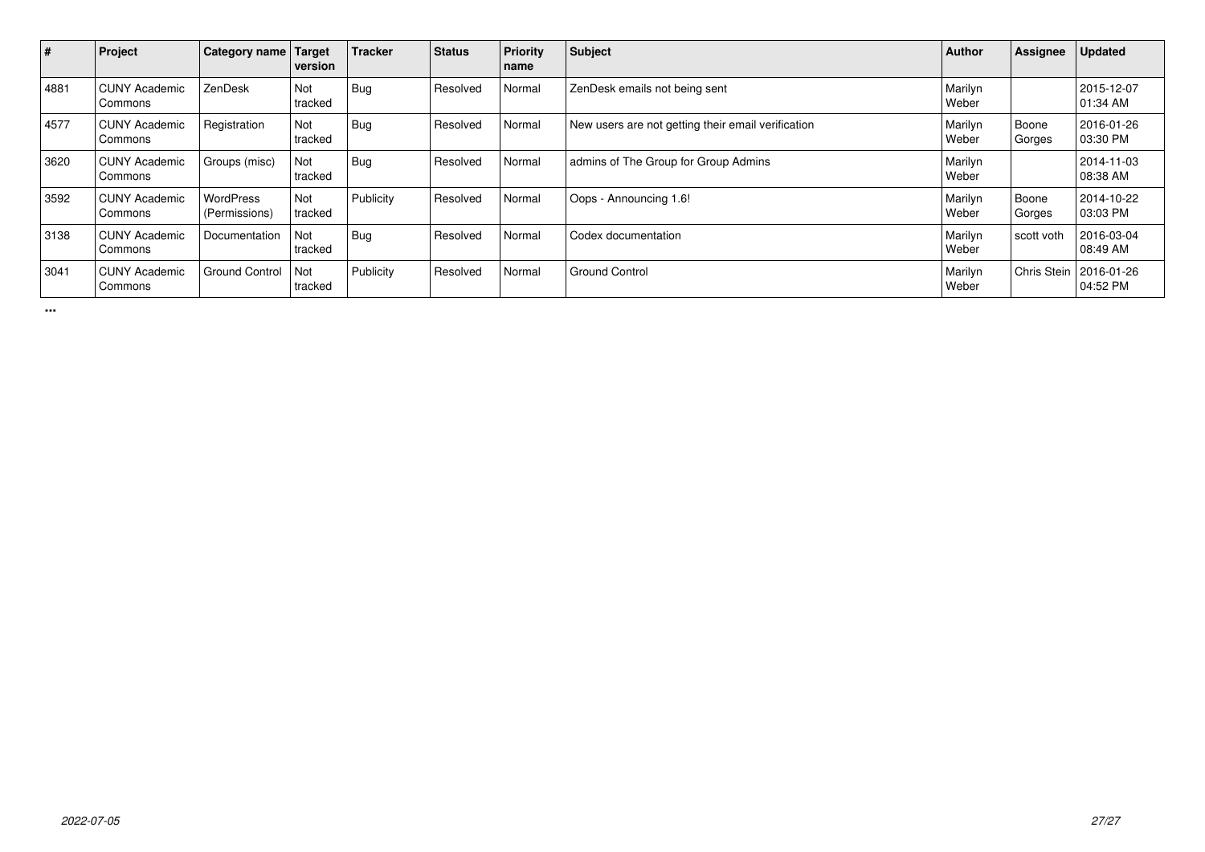| # | Project | Category name | Target version | Tracker | Status | Priority name | Subject | Author | Assignee | Updated |
|---|---|---|---|---|---|---|---|---|---|---|
| 4881 | CUNY Academic Commons | ZenDesk | Not tracked | Bug | Resolved | Normal | ZenDesk emails not being sent | Marilyn Weber | | 2015-12-07 01:34 AM |
| 4577 | CUNY Academic Commons | Registration | Not tracked | Bug | Resolved | Normal | New users are not getting their email verification | Marilyn Weber | Boone Gorges | 2016-01-26 03:30 PM |
| 3620 | CUNY Academic Commons | Groups (misc) | Not tracked | Bug | Resolved | Normal | admins of The Group for Group Admins | Marilyn Weber | | 2014-11-03 08:38 AM |
| 3592 | CUNY Academic Commons | WordPress (Permissions) | Not tracked | Publicity | Resolved | Normal | Oops - Announcing 1.6! | Marilyn Weber | Boone Gorges | 2014-10-22 03:03 PM |
| 3138 | CUNY Academic Commons | Documentation | Not tracked | Bug | Resolved | Normal | Codex documentation | Marilyn Weber | scott voth | 2016-03-04 08:49 AM |
| 3041 | CUNY Academic Commons | Ground Control | Not tracked | Publicity | Resolved | Normal | Ground Control | Marilyn Weber | Chris Stein | 2016-01-26 04:52 PM |

...